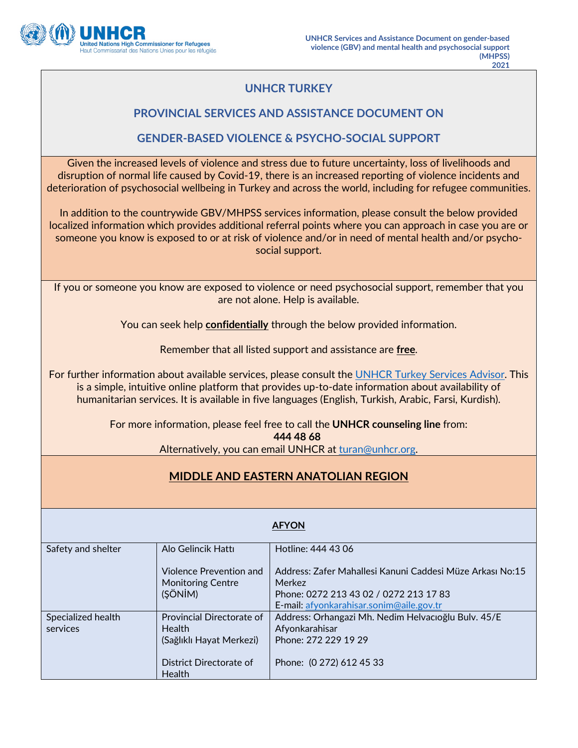# UNHCR TURKEY

## PROVINCIAL SERVICES AND ASSISTANCE DOCUMENT ON

## GENDER-BASED VIOLENCE & PSYCHO-SOCIAL SUPPORT

Given the increased levels of violence and stress due to future uncertainty, loss of livelihoods and disruption of normal life caused by Covid-19, there is an increased reporting of violence incidents and deterioration of psychosocial wellbeing in Turkey and across the world, including for refugee communities.

In addition to the countrywide GBV/MHPSS services information, please consult the below provided localized information which provides additional referral points where you can approach in case you are or someone you know is exposed to or at risk of violence and/or in need of mental health and/or psycho-social support.

If you or someone you know are exposed to violence or need psychosocial support, remember that you are not alone. Help is available.

You can seek help **confidentially** through the below provided information.

Remember that all listed support and assistance are **free**.

For further information about available services, please consult the UNHCR Turkey Services Advisor. This is a simple, intuitive online platform that provides up-to-date information about availability of humanitarian services. It is available in five languages (English, Turkish, Arabic, Farsi, Kurdish).

For more information, please feel free to call the **UNHCR counseling line** from:
**444 48 68**
Alternatively, you can email UNHCR at turan@unhcr.org.

## MIDDLE AND EASTERN ANATOLIAN REGION

### AFYON

| | | |
|---|---|---|
| Safety and shelter | Alo Gelincik Hattı | Hotline: 444 43 06 |
| | Violence Prevention and Monitoring Centre (ŞÖNİM) | Address: Zafer Mahallesi Kanuni Caddesi Müze Arkası No:15 Merkez<br>Phone: 0272 213 43 02 / 0272 213 17 83<br>E-mail: afyonkarahisar.sonim@aile.gov.tr |
| Specialized health services | Provincial Directorate of Health (Sağlıklı Hayat Merkezi) | Address: Orhangazi Mh. Nedim Helvacıoğlu Bulv. 45/E Afyonkarahisar<br>Phone: 272 229 19 29 |
| | District Directorate of Health | Phone: (0 272) 612 45 33 |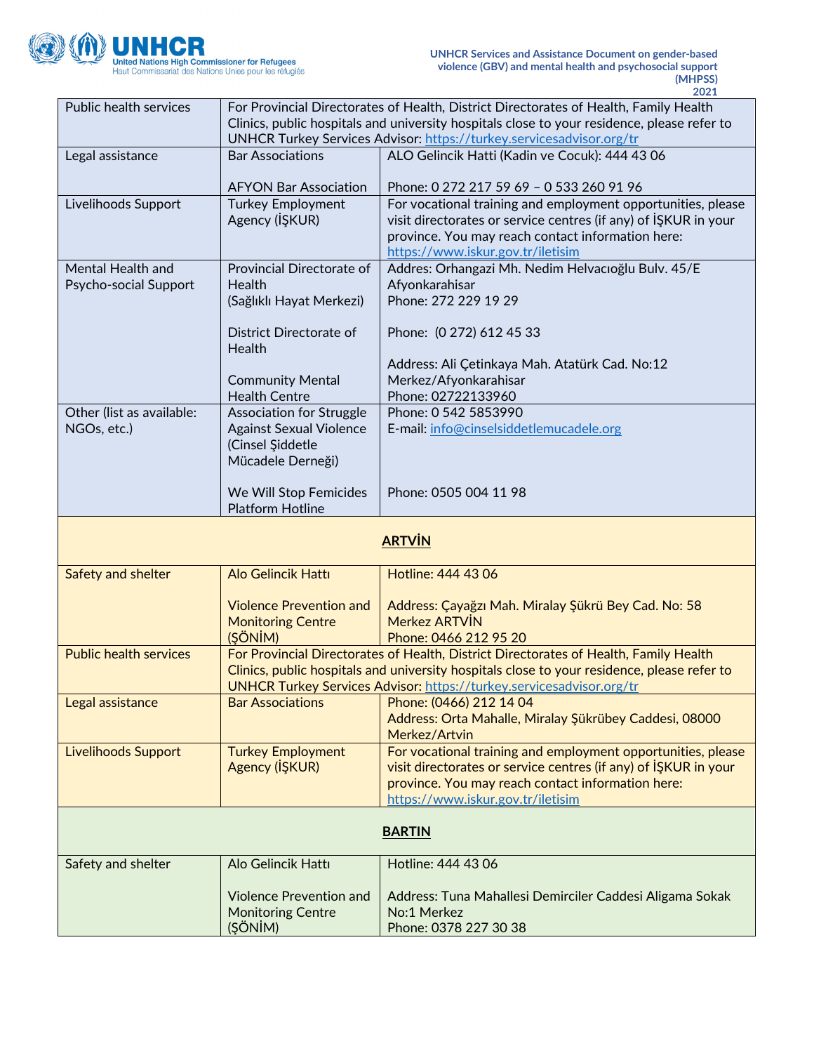| | | |
|---|---|---|
| Public health services | For Provincial Directorates of Health, District Directorates of Health, Family Health Clinics, public hospitals and university hospitals close to your residence, please refer to UNHCR Turkey Services Advisor: https://turkey.servicesadvisor.org/tr | |
| Legal assistance | Bar Associations<br><br>AFYON Bar Association | ALO Gelincik Hatti (Kadin ve Cocuk): 444 43 06<br><br>Phone: 0 272 217 59 69 – 0 533 260 91 96 |
| Livelihoods Support | Turkey Employment Agency (İŞKUR) | For vocational training and employment opportunities, please visit directorates or service centres (if any) of İŞKUR in your province. You may reach contact information here: https://www.iskur.gov.tr/iletisim |
| Mental Health and Psycho-social Support | Provincial Directorate of Health (Sağlıklı Hayat Merkezi)<br><br>District Directorate of Health<br><br>Community Mental Health Centre | Addres: Orhangazi Mh. Nedim Helvacıoğlu Bulv. 45/E Afyonkarahisar<br>Phone: 272 229 19 29<br><br>Phone: (0 272) 612 45 33<br><br>Address: Ali Çetinkaya Mah. Atatürk Cad. No:12 Merkez/Afyonkarahisar<br>Phone: 02722133960 |
| Other (list as available: NGOs, etc.) | Association for Struggle Against Sexual Violence (Cinsel Şiddetle Mücadele Derneği)<br><br>We Will Stop Femicides Platform Hotline | Phone: 0 542 5853990<br>E-mail: info@cinselsiddetlemucadele.org<br><br>Phone: 0505 004 11 98 |
| **ARTVİN** | | |
| Safety and shelter | Alo Gelincik Hattı<br><br>Violence Prevention and Monitoring Centre (ŞÖNİM) | Hotline: 444 43 06<br><br>Address: Çayağzı Mah. Miralay Şükrü Bey Cad. No: 58 Merkez ARTVİN<br>Phone: 0466 212 95 20 |
| Public health services | For Provincial Directorates of Health, District Directorates of Health, Family Health Clinics, public hospitals and university hospitals close to your residence, please refer to UNHCR Turkey Services Advisor: https://turkey.servicesadvisor.org/tr | |
| Legal assistance | Bar Associations | Phone: (0466) 212 14 04<br>Address: Orta Mahalle, Miralay Şükrübey Caddesi, 08000 Merkez/Artvin |
| Livelihoods Support | Turkey Employment Agency (İŞKUR) | For vocational training and employment opportunities, please visit directorates or service centres (if any) of İŞKUR in your province. You may reach contact information here: https://www.iskur.gov.tr/iletisim |
| **BARTIN** | | |
| Safety and shelter | Alo Gelincik Hattı<br><br>Violence Prevention and Monitoring Centre (ŞÖNİM) | Hotline: 444 43 06<br><br>Address: Tuna Mahallesi Demirciler Caddesi Aligama Sokak No:1 Merkez<br>Phone: 0378 227 30 38 |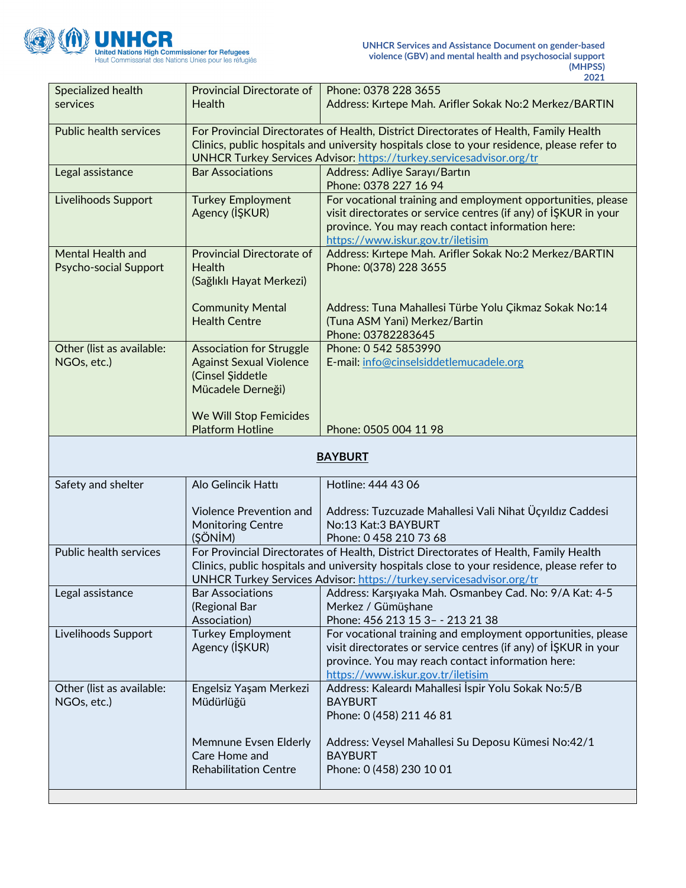| | | |
|---|---|---|
| Specialized health services | Provincial Directorate of Health | Phone: 0378 228 3655<br>Address: Kırtepe Mah. Arifler Sokak No:2 Merkez/BARTIN |
| Public health services | For Provincial Directorates of Health, District Directorates of Health, Family Health Clinics, public hospitals and university hospitals close to your residence, please refer to UNHCR Turkey Services Advisor: https://turkey.servicesadvisor.org/tr | |
| Legal assistance | Bar Associations | Address: Adliye Sarayı/Bartın<br>Phone: 0378 227 16 94 |
| Livelihoods Support | Turkey Employment Agency (İŞKUR) | For vocational training and employment opportunities, please visit directorates or service centres (if any) of İŞKUR in your province. You may reach contact information here: https://www.iskur.gov.tr/iletisim |
| Mental Health and Psycho-social Support | Provincial Directorate of Health (Sağlıklı Hayat Merkezi)<br><br>Community Mental Health Centre | Address: Kırtepe Mah. Arifler Sokak No:2 Merkez/BARTIN<br>Phone: 0(378) 228 3655<br><br>Address: Tuna Mahallesi Türbe Yolu Çıkmaz Sokak No:14 (Tuna ASM Yani) Merkez/Bartin<br>Phone: 03782283645 |
| Other (list as available: NGOs, etc.) | Association for Struggle Against Sexual Violence (Cinsel Şiddetle Mücadele Derneği)<br><br>We Will Stop Femicides Platform Hotline | Phone: 0 542 5853990<br>E-mail: info@cinselsiddetlemucadele.org<br><br>Phone: 0505 004 11 98 |
| **BAYBURT** | | |
| Safety and shelter | Alo Gelincik Hattı<br><br>Violence Prevention and Monitoring Centre (ŞÖNİM) | Hotline: 444 43 06<br><br>Address: Tuzcuzade Mahallesi Vali Nihat Üçyıldız Caddesi No:13 Kat:3 BAYBURT<br>Phone: 0 458 210 73 68 |
| Public health services | For Provincial Directorates of Health, District Directorates of Health, Family Health Clinics, public hospitals and university hospitals close to your residence, please refer to UNHCR Turkey Services Advisor: https://turkey.servicesadvisor.org/tr | |
| Legal assistance | Bar Associations (Regional Bar Association) | Address: Karşıyaka Mah. Osmanbey Cad. No: 9/A Kat: 4-5 Merkez / Gümüşhane<br>Phone: 456 213 15 3– - 213 21 38 |
| Livelihoods Support | Turkey Employment Agency (İŞKUR) | For vocational training and employment opportunities, please visit directorates or service centres (if any) of İŞKUR in your province. You may reach contact information here: https://www.iskur.gov.tr/iletisim |
| Other (list as available: NGOs, etc.) | Engelsiz Yaşam Merkezi Müdürlüğü<br><br>Memnune Evsen Elderly Care Home and Rehabilitation Centre | Address: Kaleardı Mahallesi İspir Yolu Sokak No:5/B BAYBURT<br>Phone: 0 (458) 211 46 81<br><br>Address: Veysel Mahallesi Su Deposu Kümesi No:42/1 BAYBURT<br>Phone: 0 (458) 230 10 01 |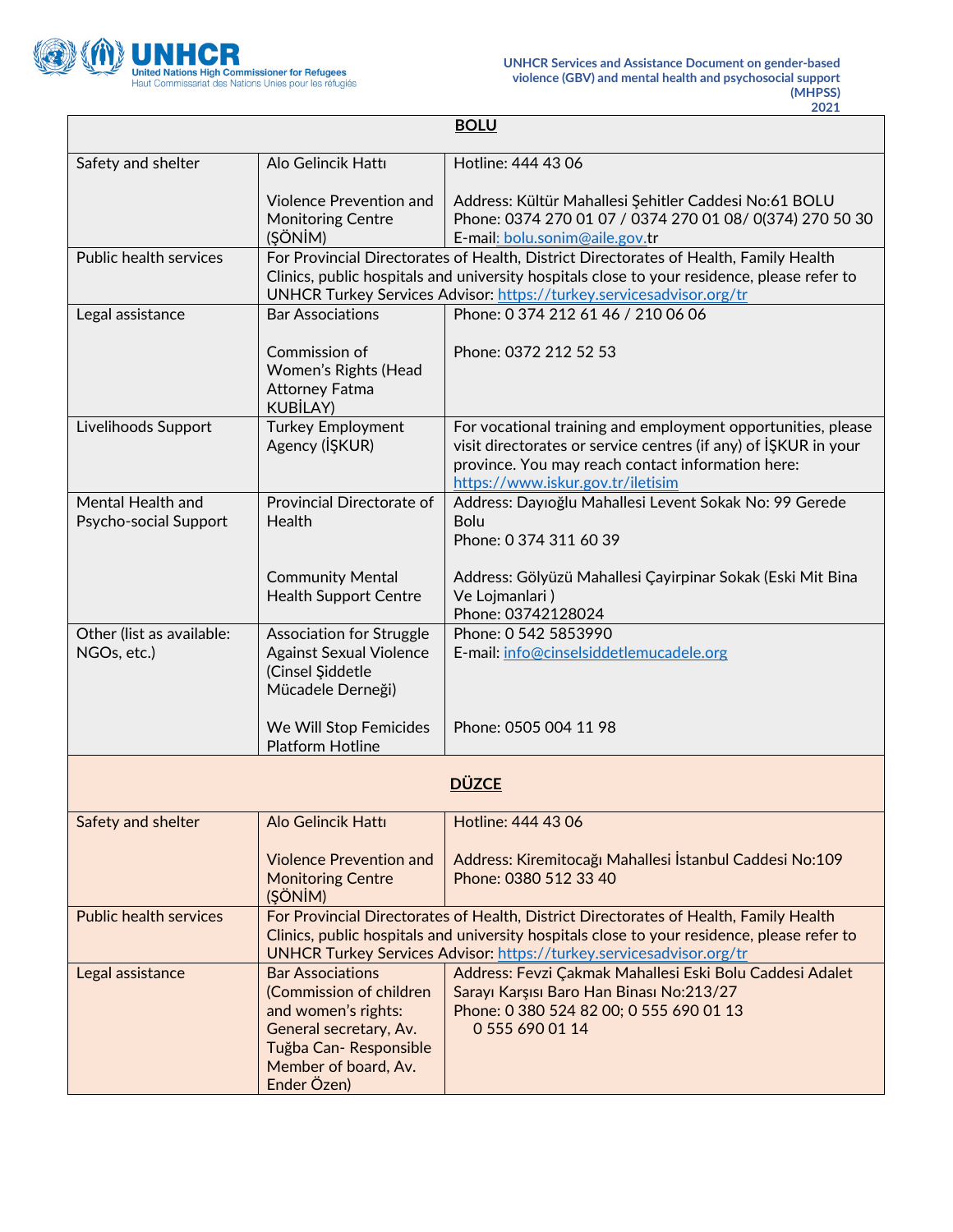| BOLU | | |
|---|---|---|
| Safety and shelter | Alo Gelincik Hattı<br><br>Violence Prevention and Monitoring Centre (ŞÖNİM) | Hotline: 444 43 06<br><br>Address: Kültür Mahallesi Şehitler Caddesi No:61 BOLU<br>Phone: 0374 270 01 07 / 0374 270 01 08/ 0(374) 270 50 30<br>E-mail: bolu.sonim@aile.gov.tr |
| Public health services | For Provincial Directorates of Health, District Directorates of Health, Family Health Clinics, public hospitals and university hospitals close to your residence, please refer to UNHCR Turkey Services Advisor: https://turkey.servicesadvisor.org/tr | |
| Legal assistance | Bar Associations<br><br>Commission of Women's Rights (Head Attorney Fatma KUBİLAY) | Phone: 0 374 212 61 46 / 210 06 06<br><br>Phone: 0372 212 52 53 |
| Livelihoods Support | Turkey Employment Agency (İŞKUR) | For vocational training and employment opportunities, please visit directorates or service centres (if any) of İŞKUR in your province. You may reach contact information here: https://www.iskur.gov.tr/iletisim |
| Mental Health and Psycho-social Support | Provincial Directorate of Health<br><br>Community Mental Health Support Centre | Address: Dayıoğlu Mahallesi Levent Sokak No: 99 Gerede Bolu<br>Phone: 0 374 311 60 39<br><br>Address: Gölyüzü Mahallesi Çayirpinar Sokak (Eski Mit Bina Ve Lojmanlari )<br>Phone: 03742128024 |
| Other (list as available: NGOs, etc.) | Association for Struggle Against Sexual Violence (Cinsel Şiddetle Mücadele Derneği)<br><br>We Will Stop Femicides Platform Hotline | Phone: 0 542 5853990<br>E-mail: info@cinselsiddetlemucadele.org<br><br>Phone: 0505 004 11 98 |
| **DÜZCE** | | |
| Safety and shelter | Alo Gelincik Hattı<br><br>Violence Prevention and Monitoring Centre (ŞÖNİM) | Hotline: 444 43 06<br><br>Address: Kiremitocağı Mahallesi İstanbul Caddesi No:109<br>Phone: 0380 512 33 40 |
| Public health services | For Provincial Directorates of Health, District Directorates of Health, Family Health Clinics, public hospitals and university hospitals close to your residence, please refer to UNHCR Turkey Services Advisor: https://turkey.servicesadvisor.org/tr | |
| Legal assistance | Bar Associations (Commission of children and women's rights: General secretary, Av. Tuğba Can- Responsible Member of board, Av. Ender Özen) | Address: Fevzi Çakmak Mahallesi Eski Bolu Caddesi Adalet Sarayı Karşısı Baro Han Binası No:213/27<br>Phone: 0 380 524 82 00; 0 555 690 01 13<br>0 555 690 01 14 |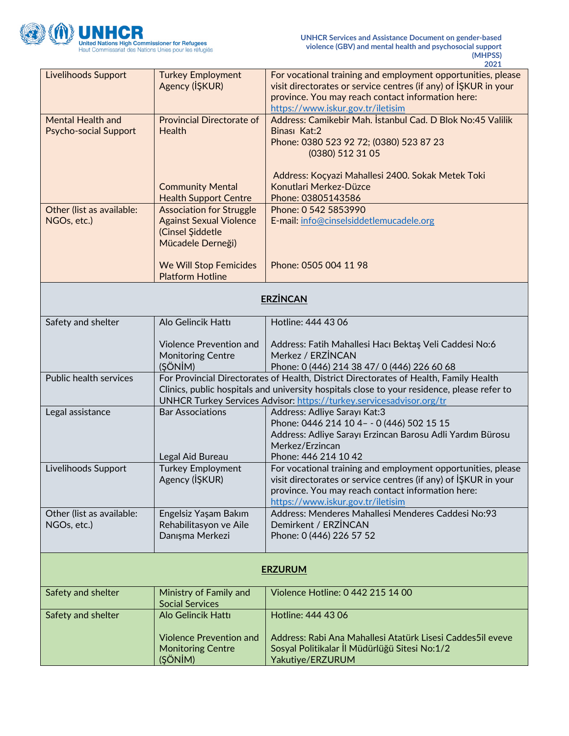| | | |
|---|---|---|
| Livelihoods Support | Turkey Employment Agency (İŞKUR) | For vocational training and employment opportunities, please visit directorates or service centres (if any) of İŞKUR in your province. You may reach contact information here: https://www.iskur.gov.tr/iletisim |
| Mental Health and Psycho-social Support | Provincial Directorate of Health<br><br>Community Mental Health Support Centre | Address: Camikebir Mah. İstanbul Cad. D Blok No:45 Valilik Binası Kat:2<br>Phone: 0380 523 92 72; (0380) 523 87 23 (0380) 512 31 05<br><br>Address: Koçyazi Mahallesi 2400. Sokak Metek Toki Konutlari Merkez-Düzce<br>Phone: 03805143586 |
| Other (list as available: NGOs, etc.) | Association for Struggle Against Sexual Violence (Cinsel Şiddetle Mücadele Derneği)<br><br>We Will Stop Femicides Platform Hotline | Phone: 0 542 5853990<br>E-mail: info@cinselsiddetlemucadele.org<br><br>Phone: 0505 004 11 98 |
| **ERZİNCAN** | | |
| Safety and shelter | Alo Gelincik Hattı<br><br>Violence Prevention and Monitoring Centre (ŞÖNİM) | Hotline: 444 43 06<br><br>Address: Fatih Mahallesi Hacı Bektaş Veli Caddesi No:6 Merkez / ERZİNCAN<br>Phone: 0 (446) 214 38 47/ 0 (446) 226 60 68 |
| Public health services | For Provincial Directorates of Health, District Directorates of Health, Family Health Clinics, public hospitals and university hospitals close to your residence, please refer to UNHCR Turkey Services Advisor: https://turkey.servicesadvisor.org/tr | |
| Legal assistance | Bar Associations<br><br>Legal Aid Bureau | Address: Adliye Sarayı Kat:3<br>Phone: 0446 214 10 4– - 0 (446) 502 15 15<br>Address: Adliye Sarayı Erzincan Barosu Adli Yardım Bürosu Merkez/Erzincan<br>Phone: 446 214 10 42 |
| Livelihoods Support | Turkey Employment Agency (İŞKUR) | For vocational training and employment opportunities, please visit directorates or service centres (if any) of İŞKUR in your province. You may reach contact information here: https://www.iskur.gov.tr/iletisim |
| Other (list as available: NGOs, etc.) | Engelsiz Yaşam Bakım Rehabilitasyon ve Aile Danışma Merkezi | Address: Menderes Mahallesi Menderes Caddesi No:93 Demirkent / ERZİNCAN<br>Phone: 0 (446) 226 57 52 |
| **ERZURUM** | | |
| Safety and shelter | Ministry of Family and Social Services | Violence Hotline: 0 442 215 14 00 |
| Safety and shelter | Alo Gelincik Hattı<br><br>Violence Prevention and Monitoring Centre (ŞÖNİM) | Hotline: 444 43 06<br><br>Address: Rabi Ana Mahallesi Atatürk Lisesi Caddes5il eveve Sosyal Politikalar İl Müdürlüğü Sitesi No:1/2 Yakutiye/ERZURUM |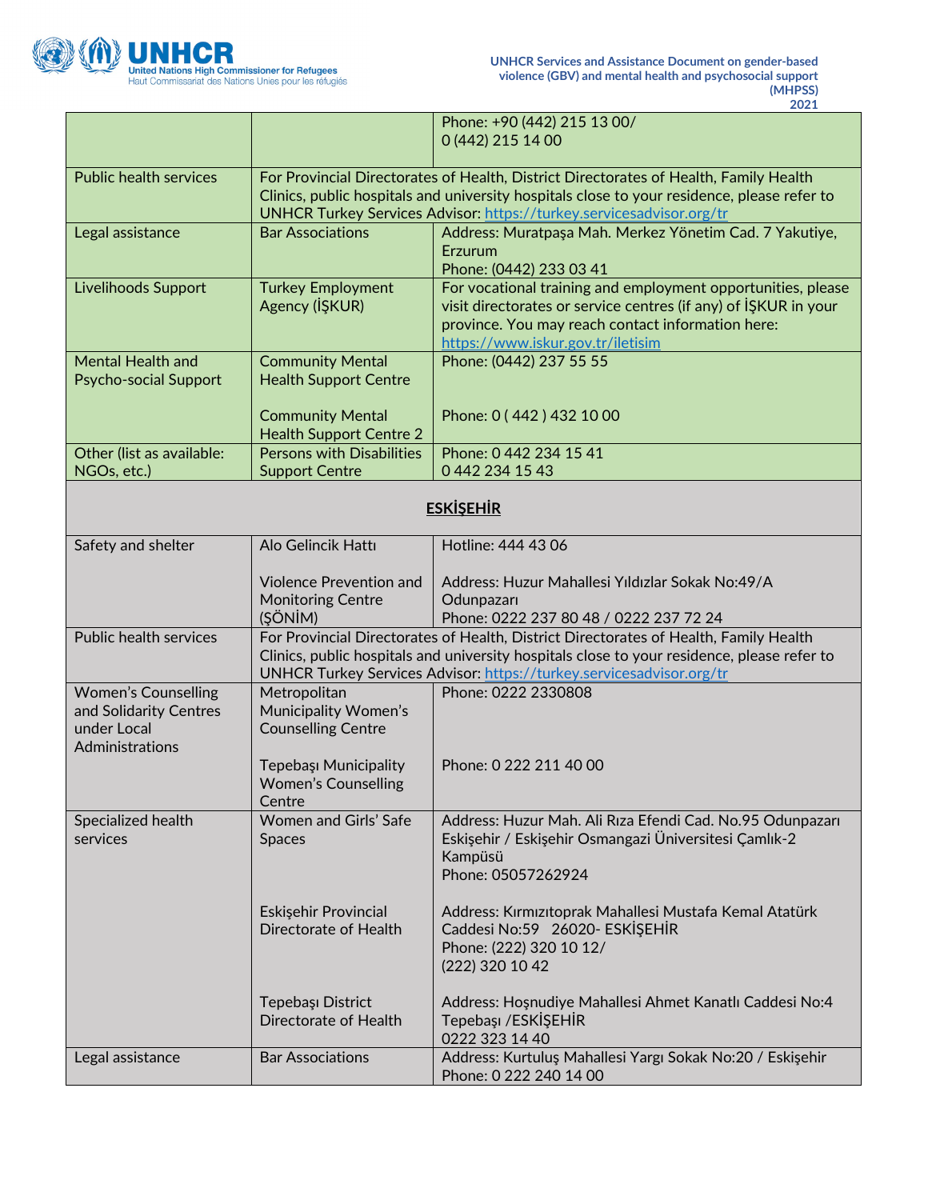| | | Phone: +90 (442) 215 13 00/ 0 (442) 215 14 00 |
|---|---|---|
| Public health services | For Provincial Directorates of Health, District Directorates of Health, Family Health Clinics, public hospitals and university hospitals close to your residence, please refer to UNHCR Turkey Services Advisor: [https://turkey.servicesadvisor.org/tr](https://turkey.servicesadvisor.org/tr) | |
| Legal assistance | Bar Associations | Address: Muratpaşa Mah. Merkez Yönetim Cad. 7 Yakutiye, Erzurum<br>Phone: (0442) 233 03 41 |
| Livelihoods Support | Turkey Employment Agency (İŞKUR) | For vocational training and employment opportunities, please visit directorates or service centres (if any) of İŞKUR in your province. You may reach contact information here: [https://www.iskur.gov.tr/iletisim](https://www.iskur.gov.tr/iletisim) |
| Mental Health and Psycho-social Support | Community Mental Health Support Centre<br><br>Community Mental Health Support Centre 2 | Phone: (0442) 237 55 55<br><br>Phone: 0 ( 442 ) 432 10 00 |
| Other (list as available: NGOs, etc.) | Persons with Disabilities Support Centre | Phone: 0 442 234 15 41<br>0 442 234 15 43 |
| **ESKİŞEHİR** | | |
| Safety and shelter | Alo Gelincik Hattı<br><br>Violence Prevention and Monitoring Centre (ŞÖNİM) | Hotline: 444 43 06<br><br>Address: Huzur Mahallesi Yıldızlar Sokak No:49/A Odunpazarı<br>Phone: 0222 237 80 48 / 0222 237 72 24 |
| Public health services | For Provincial Directorates of Health, District Directorates of Health, Family Health Clinics, public hospitals and university hospitals close to your residence, please refer to UNHCR Turkey Services Advisor: [https://turkey.servicesadvisor.org/tr](https://turkey.servicesadvisor.org/tr) | |
| Women's Counselling and Solidarity Centres under Local Administrations | Metropolitan Municipality Women's Counselling Centre<br><br>Tepebaşı Municipality Women's Counselling Centre | Phone: 0222 2330808<br><br>Phone: 0 222 211 40 00 |
| Specialized health services | Women and Girls' Safe Spaces<br><br>Eskişehir Provincial Directorate of Health<br><br>Tepebaşı District Directorate of Health | Address: Huzur Mah. Ali Rıza Efendi Cad. No.95 Odunpazarı Eskişehir / Eskişehir Osmangazi Üniversitesi Çamlık-2 Kampüsü<br>Phone: 05057262924<br><br>Address: Kırmızıtoprak Mahallesi Mustafa Kemal Atatürk Caddesi No:59 26020- ESKİŞEHİR<br>Phone: (222) 320 10 12/ (222) 320 10 42<br><br>Address: Hoşnudiye Mahallesi Ahmet Kanatlı Caddesi No:4 Tepebaşı /ESKİŞEHİR<br>0222 323 14 40 |
| Legal assistance | Bar Associations | Address: Kurtuluş Mahallesi Yargı Sokak No:20 / Eskişehir<br>Phone: 0 222 240 14 00 |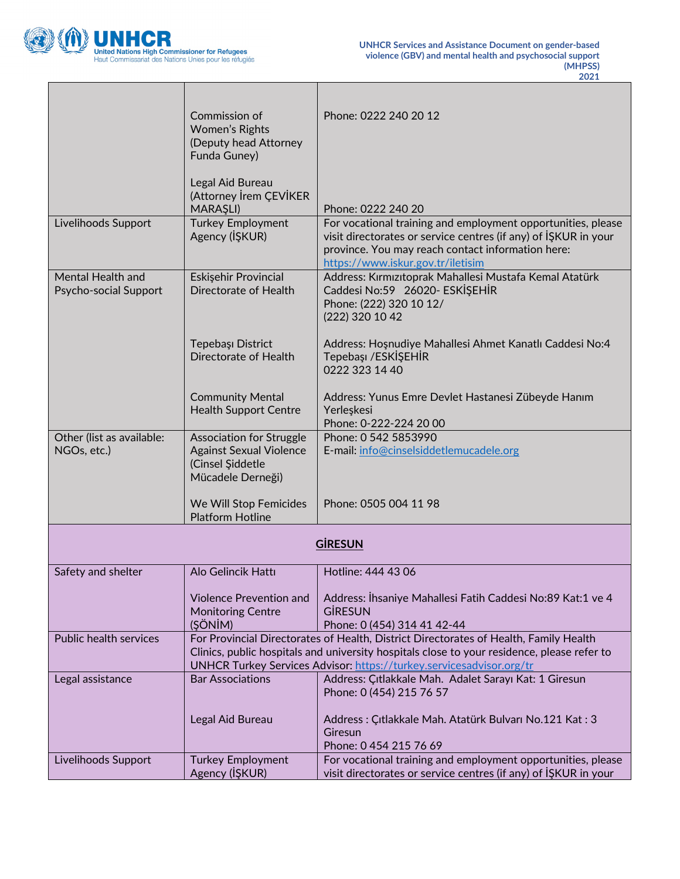| | | |
|---|---|---|
| | Commission of Women's Rights (Deputy head Attorney Funda Guney)<br><br>Legal Aid Bureau (Attorney İrem ÇEVİKER MARAŞLI) | Phone: 0222 240 20 12<br><br>Phone: 0222 240 20 |
| Livelihoods Support | Turkey Employment Agency (İŞKUR) | For vocational training and employment opportunities, please visit directorates or service centres (if any) of İŞKUR in your province. You may reach contact information here: https://www.iskur.gov.tr/iletisim |
| Mental Health and Psycho-social Support | Eskişehir Provincial Directorate of Health<br><br>Tepebaşı District Directorate of Health<br><br>Community Mental Health Support Centre | Address: Kırmızıtoprak Mahallesi Mustafa Kemal Atatürk Caddesi No:59 26020- ESKİŞEHİR<br>Phone: (222) 320 10 12/<br>(222) 320 10 42<br><br>Address: Hoşnudiye Mahallesi Ahmet Kanatlı Caddesi No:4 Tepebaşı /ESKİŞEHİR<br>0222 323 14 40<br><br>Address: Yunus Emre Devlet Hastanesi Zübeyde Hanım Yerleşkesi<br>Phone: 0-222-224 20 00 |
| Other (list as available: NGOs, etc.) | Association for Struggle Against Sexual Violence (Cinsel Şiddetle Mücadele Derneği)<br><br>We Will Stop Femicides Platform Hotline | Phone: 0 542 5853990<br>E-mail: info@cinselsiddetlemucadele.org<br><br>Phone: 0505 004 11 98 |
| **GİRESUN** | | |
| Safety and shelter | Alo Gelincik Hattı<br><br>Violence Prevention and Monitoring Centre (ŞÖNİM) | Hotline: 444 43 06<br><br>Address: İhsaniye Mahallesi Fatih Caddesi No:89 Kat:1 ve 4 GİRESUN<br>Phone: 0 (454) 314 41 42-44 |
| Public health services | For Provincial Directorates of Health, District Directorates of Health, Family Health Clinics, public hospitals and university hospitals close to your residence, please refer to UNHCR Turkey Services Advisor: https://turkey.servicesadvisor.org/tr | |
| Legal assistance | Bar Associations<br><br>Legal Aid Bureau | Address: Çıtlakkale Mah. Adalet Sarayı Kat: 1 Giresun<br>Phone: 0 (454) 215 76 57<br><br>Address : Çıtlakkale Mah. Atatürk Bulvarı No.121 Kat : 3 Giresun<br>Phone: 0 454 215 76 69 |
| Livelihoods Support | Turkey Employment Agency (İŞKUR) | For vocational training and employment opportunities, please visit directorates or service centres (if any) of İŞKUR in your |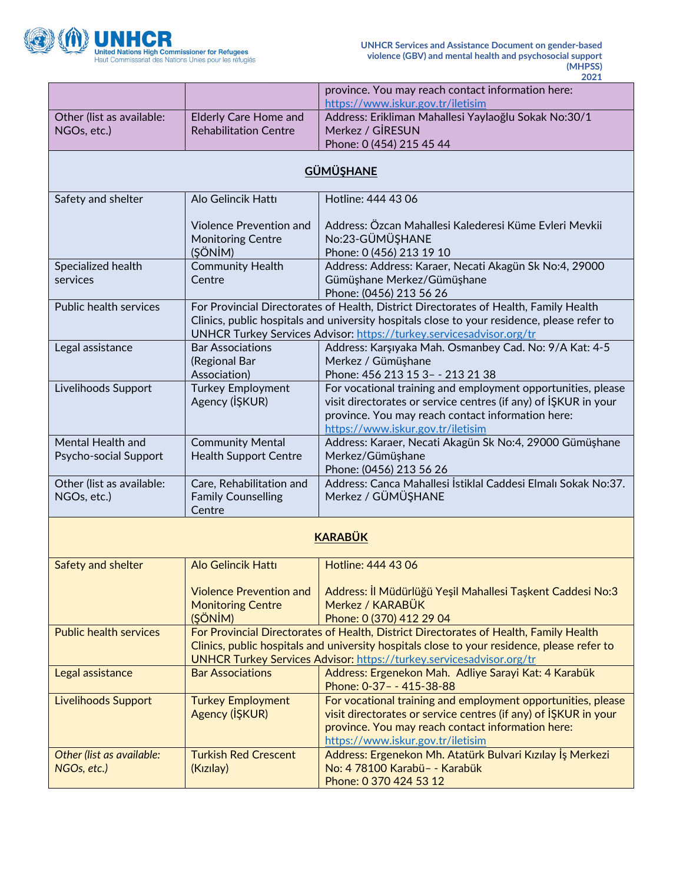| | | |
|---|---|---|
| | | province. You may reach contact information here: https://www.iskur.gov.tr/iletisim |
| Other (list as available: NGOs, etc.) | Elderly Care Home and Rehabilitation Centre | Address: Erikliman Mahallesi Yaylaoğlu Sokak No:30/1 Merkez / GİRESUN<br>Phone: 0 (454) 215 45 44 |
| **GÜMÜŞHANE** | | |
| Safety and shelter | Alo Gelincik Hattı<br><br>Violence Prevention and Monitoring Centre (ŞÖNİM) | Hotline: 444 43 06<br><br>Address: Özcan Mahallesi Kalederesi Küme Evleri Mevkii No:23-GÜMÜŞHANE<br>Phone: 0 (456) 213 19 10 |
| Specialized health services | Community Health Centre | Address: Address: Karaer, Necati Akagün Sk No:4, 29000 Gümüşhane Merkez/Gümüşhane<br>Phone: (0456) 213 56 26 |
| Public health services | For Provincial Directorates of Health, District Directorates of Health, Family Health Clinics, public hospitals and university hospitals close to your residence, please refer to UNHCR Turkey Services Advisor: https://turkey.servicesadvisor.org/tr | |
| Legal assistance | Bar Associations (Regional Bar Association) | Address: Karşıyaka Mah. Osmanbey Cad. No: 9/A Kat: 4-5 Merkez / Gümüşhane<br>Phone: 456 213 15 3– - 213 21 38 |
| Livelihoods Support | Turkey Employment Agency (İŞKUR) | For vocational training and employment opportunities, please visit directorates or service centres (if any) of İŞKUR in your province. You may reach contact information here: https://www.iskur.gov.tr/iletisim |
| Mental Health and Psycho-social Support | Community Mental Health Support Centre | Address: Karaer, Necati Akagün Sk No:4, 29000 Gümüşhane Merkez/Gümüşhane<br>Phone: (0456) 213 56 26 |
| Other (list as available: NGOs, etc.) | Care, Rehabilitation and Family Counselling Centre | Address: Canca Mahallesi İstiklal Caddesi Elmalı Sokak No:37. Merkez / GÜMÜŞHANE |
| **KARABÜK** | | |
| Safety and shelter | Alo Gelincik Hattı<br><br>Violence Prevention and Monitoring Centre (ŞÖNİM) | Hotline: 444 43 06<br><br>Address: İl Müdürlüğü Yeşil Mahallesi Taşkent Caddesi No:3 Merkez / KARABÜK<br>Phone: 0 (370) 412 29 04 |
| Public health services | For Provincial Directorates of Health, District Directorates of Health, Family Health Clinics, public hospitals and university hospitals close to your residence, please refer to UNHCR Turkey Services Advisor: https://turkey.servicesadvisor.org/tr | |
| Legal assistance | Bar Associations | Address: Ergenekon Mah. Adliye Sarayi Kat: 4 Karabük<br>Phone: 0-37– - 415-38-88 |
| Livelihoods Support | Turkey Employment Agency (İŞKUR) | For vocational training and employment opportunities, please visit directorates or service centres (if any) of İŞKUR in your province. You may reach contact information here: https://www.iskur.gov.tr/iletisim |
| *Other (list as available: NGOs, etc.)* | Turkish Red Crescent (Kızılay) | Address: Ergenekon Mh. Atatürk Bulvari Kızılay İş Merkezi No: 4 78100 Karabü– - Karabük<br>Phone: 0 370 424 53 12 |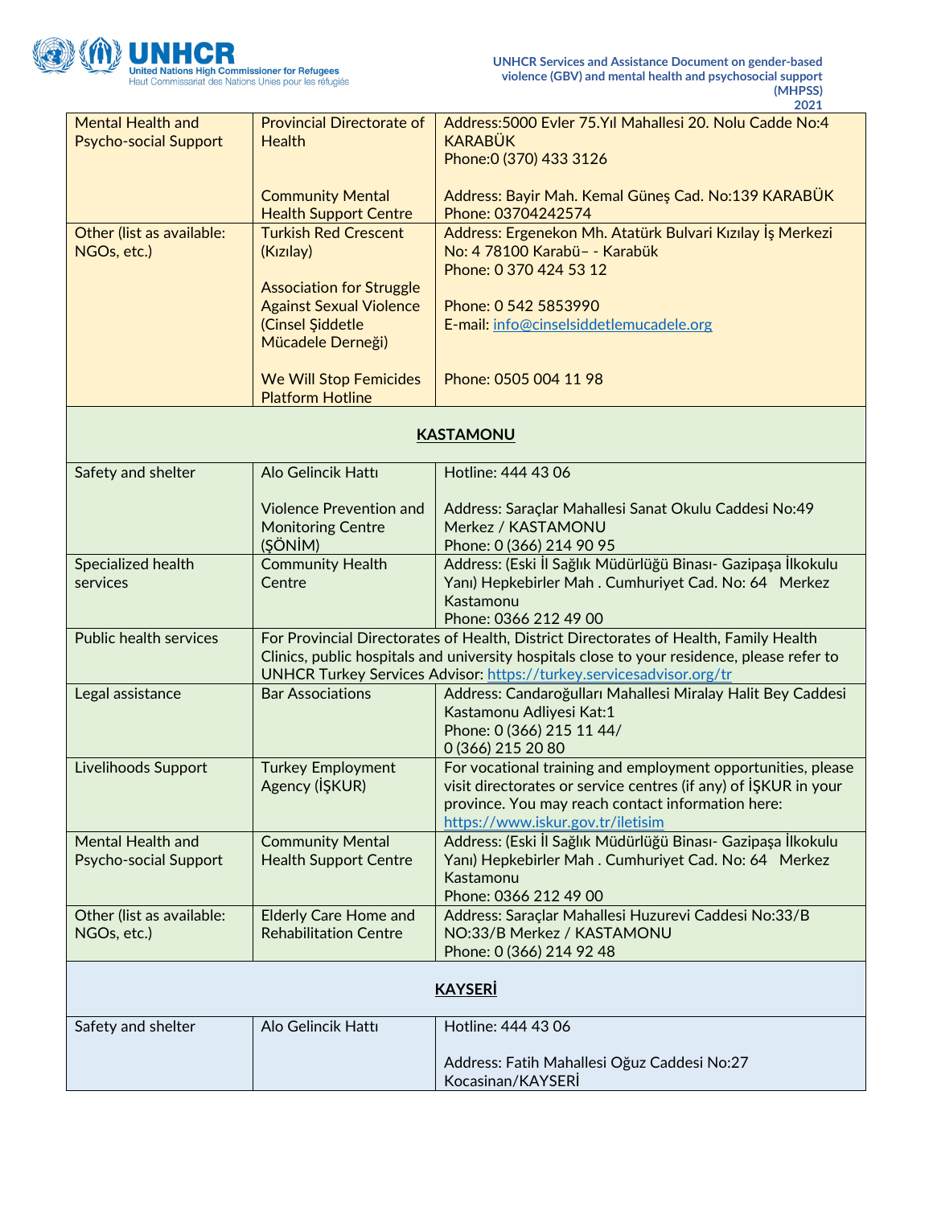| | | |
|---|---|---|
| Mental Health and Psycho-social Support | Provincial Directorate of Health<br><br>Community Mental Health Support Centre | Address:5000 Evler 75.Yıl Mahallesi 20. Nolu Cadde No:4 KARABÜK<br>Phone:0 (370) 433 3126<br><br>Address: Bayir Mah. Kemal Güneş Cad. No:139 KARABÜK<br>Phone: 03704242574 |
| Other (list as available: NGOs, etc.) | Turkish Red Crescent (Kızılay)<br><br>Association for Struggle Against Sexual Violence (Cinsel Şiddetle Mücadele Derneği)<br><br>We Will Stop Femicides Platform Hotline | Address: Ergenekon Mh. Atatürk Bulvari Kızılay İş Merkezi No: 4 78100 Karabü– - Karabük<br>Phone: 0 370 424 53 12<br><br>Phone: 0 542 5853990<br>E-mail: info@cinselsiddetlemucadele.org<br><br>Phone: 0505 004 11 98 |
| **KASTAMONU** | | |
| Safety and shelter | Alo Gelincik Hattı<br><br>Violence Prevention and Monitoring Centre (ŞÖNİM) | Hotline: 444 43 06<br><br>Address: Saraçlar Mahallesi Sanat Okulu Caddesi No:49 Merkez / KASTAMONU<br>Phone: 0 (366) 214 90 95 |
| Specialized health services | Community Health Centre | Address: (Eski İl Sağlık Müdürlüğü Binası- Gazipaşa İlkokulu Yanı) Hepkebirler Mah . Cumhuriyet Cad. No: 64 Merkez Kastamonu<br>Phone: 0366 212 49 00 |
| Public health services | For Provincial Directorates of Health, District Directorates of Health, Family Health Clinics, public hospitals and university hospitals close to your residence, please refer to UNHCR Turkey Services Advisor: https://turkey.servicesadvisor.org/tr | |
| Legal assistance | Bar Associations | Address: Candaroğulları Mahallesi Miralay Halit Bey Caddesi Kastamonu Adliyesi Kat:1<br>Phone: 0 (366) 215 11 44/<br>0 (366) 215 20 80 |
| Livelihoods Support | Turkey Employment Agency (İŞKUR) | For vocational training and employment opportunities, please visit directorates or service centres (if any) of İŞKUR in your province. You may reach contact information here: https://www.iskur.gov.tr/iletisim |
| Mental Health and Psycho-social Support | Community Mental Health Support Centre | Address: (Eski İl Sağlık Müdürlüğü Binası- Gazipaşa İlkokulu Yanı) Hepkebirler Mah . Cumhuriyet Cad. No: 64 Merkez Kastamonu<br>Phone: 0366 212 49 00 |
| Other (list as available: NGOs, etc.) | Elderly Care Home and Rehabilitation Centre | Address: Saraçlar Mahallesi Huzurevi Caddesi No:33/B NO:33/B Merkez / KASTAMONU<br>Phone: 0 (366) 214 92 48 |
| **KAYSERİ** | | |
| Safety and shelter | Alo Gelincik Hattı | Hotline: 444 43 06<br><br>Address: Fatih Mahallesi Oğuz Caddesi No:27 Kocasinan/KAYSERİ |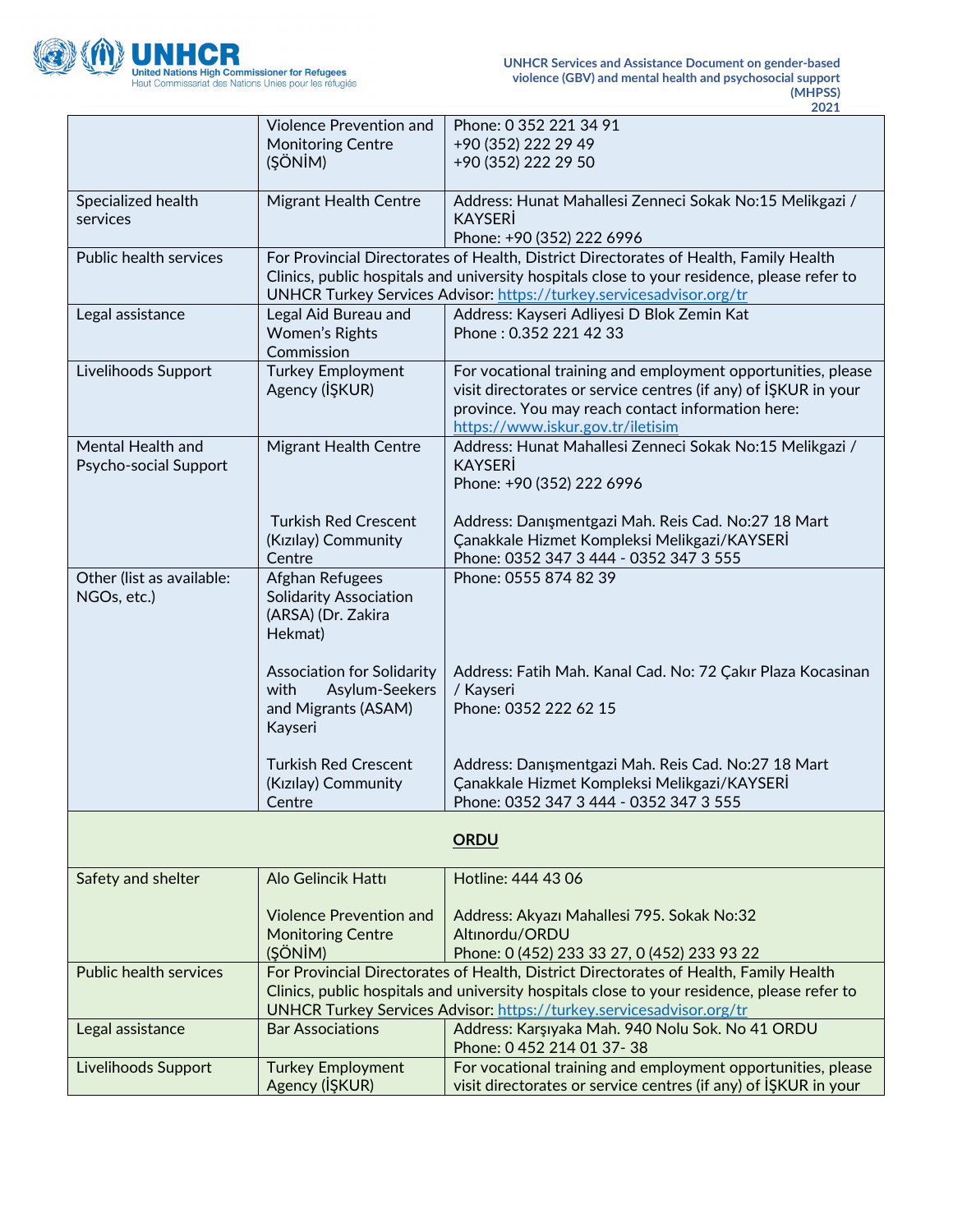| | | |
|---|---|---|
| | Violence Prevention and Monitoring Centre (ŞÖNİM) | Phone: 0 352 221 34 91<br>+90 (352) 222 29 49<br>+90 (352) 222 29 50 |
| Specialized health services | Migrant Health Centre | Address: Hunat Mahallesi Zenneci Sokak No:15 Melikgazi / KAYSERİ<br>Phone: +90 (352) 222 6996 |
| Public health services | For Provincial Directorates of Health, District Directorates of Health, Family Health Clinics, public hospitals and university hospitals close to your residence, please refer to UNHCR Turkey Services Advisor: [https://turkey.servicesadvisor.org/tr](https://turkey.servicesadvisor.org/tr) | |
| Legal assistance | Legal Aid Bureau and Women's Rights Commission | Address: Kayseri Adliyesi D Blok Zemin Kat<br>Phone : 0.352 221 42 33 |
| Livelihoods Support | Turkey Employment Agency (İŞKUR) | For vocational training and employment opportunities, please visit directorates or service centres (if any) of İŞKUR in your province. You may reach contact information here: [https://www.iskur.gov.tr/iletisim](https://www.iskur.gov.tr/iletisim) |
| Mental Health and Psycho-social Support | Migrant Health Centre<br><br>Turkish Red Crescent (Kızılay) Community Centre | Address: Hunat Mahallesi Zenneci Sokak No:15 Melikgazi / KAYSERİ<br>Phone: +90 (352) 222 6996<br><br>Address: Danışmentgazi Mah. Reis Cad. No:27 18 Mart Çanakkale Hizmet Kompleksi Melikgazi/KAYSERİ<br>Phone: 0352 347 3 444 - 0352 347 3 555 |
| Other (list as available: NGOs, etc.) | Afghan Refugees Solidarity Association (ARSA) (Dr. Zakira Hekmat)<br><br>Association for Solidarity with Asylum-Seekers and Migrants (ASAM) Kayseri<br><br>Turkish Red Crescent (Kızılay) Community Centre | Phone: 0555 874 82 39<br><br>Address: Fatih Mah. Kanal Cad. No: 72 Çakır Plaza Kocasinan / Kayseri<br>Phone: 0352 222 62 15<br><br>Address: Danışmentgazi Mah. Reis Cad. No:27 18 Mart Çanakkale Hizmet Kompleksi Melikgazi/KAYSERİ<br>Phone: 0352 347 3 444 - 0352 347 3 555 |
| **ORDU** | | |
| Safety and shelter | Alo Gelincik Hattı<br><br>Violence Prevention and Monitoring Centre (ŞÖNİM) | Hotline: 444 43 06<br><br>Address: Akyazı Mahallesi 795. Sokak No:32 Altınordu/ORDU<br>Phone: 0 (452) 233 33 27, 0 (452) 233 93 22 |
| Public health services | For Provincial Directorates of Health, District Directorates of Health, Family Health Clinics, public hospitals and university hospitals close to your residence, please refer to UNHCR Turkey Services Advisor: [https://turkey.servicesadvisor.org/tr](https://turkey.servicesadvisor.org/tr) | |
| Legal assistance | Bar Associations | Address: Karşıyaka Mah. 940 Nolu Sok. No 41 ORDU<br>Phone: 0 452 214 01 37- 38 |
| Livelihoods Support | Turkey Employment Agency (İŞKUR) | For vocational training and employment opportunities, please visit directorates or service centres (if any) of İŞKUR in your |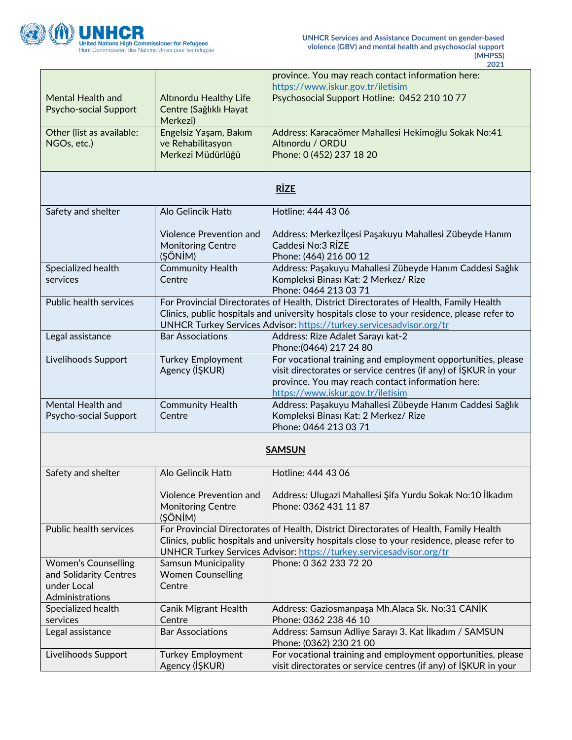|  |  |  |
|---|---|---|
|  |  | province. You may reach contact information here: https://www.iskur.gov.tr/iletisim |
| Mental Health and Psycho-social Support | Altınordu Healthy Life Centre (Sağlıklı Hayat Merkezi) | Psychosocial Support Hotline: 0452 210 10 77 |
| Other (list as available: NGOs, etc.) | Engelsiz Yaşam, Bakım ve Rehabilitasyon Merkezi Müdürlüğü | Address: Karacaömer Mahallesi Hekimoğlu Sokak No:41 Altınordu / ORDU<br>Phone: 0 (452) 237 18 20 |
| **RİZE** |  |  |
| Safety and shelter | Alo Gelincik Hattı<br><br>Violence Prevention and Monitoring Centre (ŞÖNİM) | Hotline: 444 43 06<br><br>Address: Merkezİlçesi Paşakuyu Mahallesi Zübeyde Hanım Caddesi No:3 RİZE<br>Phone: (464) 216 00 12 |
| Specialized health services | Community Health Centre | Address: Paşakuyu Mahallesi Zübeyde Hanım Caddesi Sağlık Kompleksi Binası Kat: 2 Merkez/ Rize<br>Phone: 0464 213 03 71 |
| Public health services | For Provincial Directorates of Health, District Directorates of Health, Family Health Clinics, public hospitals and university hospitals close to your residence, please refer to UNHCR Turkey Services Advisor: https://turkey.servicesadvisor.org/tr |  |
| Legal assistance | Bar Associations | Address: Rize Adalet Sarayı kat-2<br>Phone:(0464) 217 24 80 |
| Livelihoods Support | Turkey Employment Agency (İŞKUR) | For vocational training and employment opportunities, please visit directorates or service centres (if any) of İŞKUR in your province. You may reach contact information here: https://www.iskur.gov.tr/iletisim |
| Mental Health and Psycho-social Support | Community Health Centre | Address: Paşakuyu Mahallesi Zübeyde Hanım Caddesi Sağlık Kompleksi Binası Kat: 2 Merkez/ Rize<br>Phone: 0464 213 03 71 |
| **SAMSUN** |  |  |
| Safety and shelter | Alo Gelincik Hattı<br><br>Violence Prevention and Monitoring Centre (ŞÖNİM) | Hotline: 444 43 06<br><br>Address: Ulugazi Mahallesi Şifa Yurdu Sokak No:10 İlkadım<br>Phone: 0362 431 11 87 |
| Public health services | For Provincial Directorates of Health, District Directorates of Health, Family Health Clinics, public hospitals and university hospitals close to your residence, please refer to UNHCR Turkey Services Advisor: https://turkey.servicesadvisor.org/tr |  |
| Women's Counselling and Solidarity Centres under Local Administrations | Samsun Municipality Women Counselling Centre | Phone: 0 362 233 72 20 |
| Specialized health services | Canik Migrant Health Centre | Address: Gaziosmanpaşa Mh.Alaca Sk. No:31 CANİK<br>Phone: 0362 238 46 10 |
| Legal assistance | Bar Associations | Address: Samsun Adliye Sarayı 3. Kat İlkadım / SAMSUN<br>Phone: (0362) 230 21 00 |
| Livelihoods Support | Turkey Employment Agency (İŞKUR) | For vocational training and employment opportunities, please visit directorates or service centres (if any) of İŞKUR in your |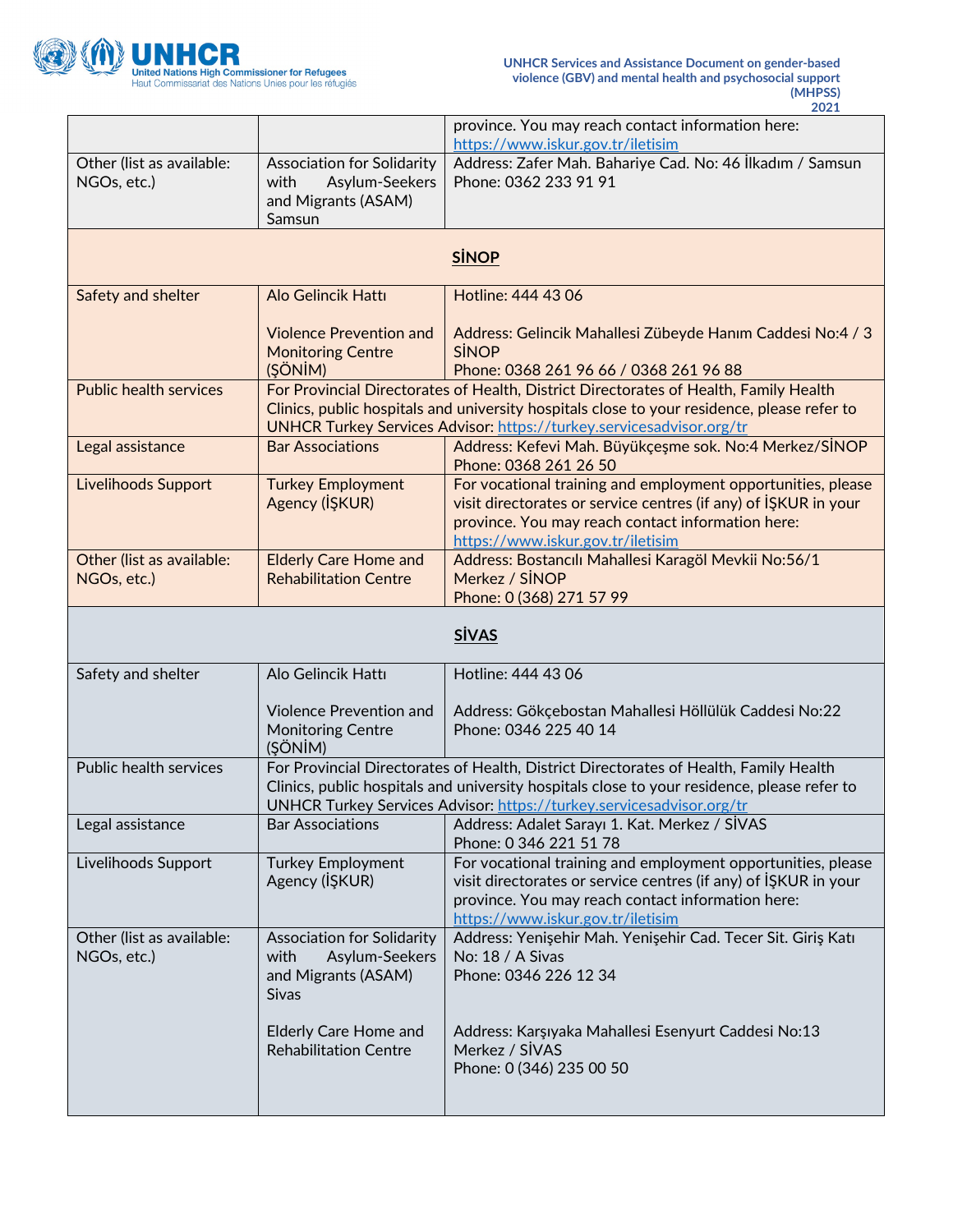| | | |
|---|---|---|
| | | province. You may reach contact information here: https://www.iskur.gov.tr/iletisim |
| Other (list as available: NGOs, etc.) | Association for Solidarity with Asylum-Seekers and Migrants (ASAM) Samsun | Address: Zafer Mah. Bahariye Cad. No: 46 İlkadım / Samsun<br>Phone: 0362 233 91 91 |
| | **SİNOP** | |
| Safety and shelter | Alo Gelincik Hattı<br><br>Violence Prevention and Monitoring Centre (ŞÖNİM) | Hotline: 444 43 06<br><br>Address: Gelincik Mahallesi Zübeyde Hanım Caddesi No:4 / 3 SİNOP<br>Phone: 0368 261 96 66 / 0368 261 96 88 |
| Public health services | For Provincial Directorates of Health, District Directorates of Health, Family Health Clinics, public hospitals and university hospitals close to your residence, please refer to UNHCR Turkey Services Advisor: https://turkey.servicesadvisor.org/tr | |
| Legal assistance | Bar Associations | Address: Kefevi Mah. Büyükçeşme sok. No:4 Merkez/SİNOP<br>Phone: 0368 261 26 50 |
| Livelihoods Support | Turkey Employment Agency (İŞKUR) | For vocational training and employment opportunities, please visit directorates or service centres (if any) of İŞKUR in your province. You may reach contact information here: https://www.iskur.gov.tr/iletisim |
| Other (list as available: NGOs, etc.) | Elderly Care Home and Rehabilitation Centre | Address: Bostancılı Mahallesi Karagöl Mevkii No:56/1 Merkez / SİNOP<br>Phone: 0 (368) 271 57 99 |
| | **SİVAS** | |
| Safety and shelter | Alo Gelincik Hattı<br><br>Violence Prevention and Monitoring Centre (ŞÖNİM) | Hotline: 444 43 06<br><br>Address: Gökçebostan Mahallesi Höllülük Caddesi No:22<br>Phone: 0346 225 40 14 |
| Public health services | For Provincial Directorates of Health, District Directorates of Health, Family Health Clinics, public hospitals and university hospitals close to your residence, please refer to UNHCR Turkey Services Advisor: https://turkey.servicesadvisor.org/tr | |
| Legal assistance | Bar Associations | Address: Adalet Sarayı 1. Kat. Merkez / SİVAS<br>Phone: 0 346 221 51 78 |
| Livelihoods Support | Turkey Employment Agency (İŞKUR) | For vocational training and employment opportunities, please visit directorates or service centres (if any) of İŞKUR in your province. You may reach contact information here: https://www.iskur.gov.tr/iletisim |
| Other (list as available: NGOs, etc.) | Association for Solidarity with Asylum-Seekers and Migrants (ASAM) Sivas<br><br>Elderly Care Home and Rehabilitation Centre | Address: Yenişehir Mah. Yenişehir Cad. Tecer Sit. Giriş Katı No: 18 / A Sivas<br>Phone: 0346 226 12 34<br><br>Address: Karşıyaka Mahallesi Esenyurt Caddesi No:13 Merkez / SİVAS<br>Phone: 0 (346) 235 00 50 |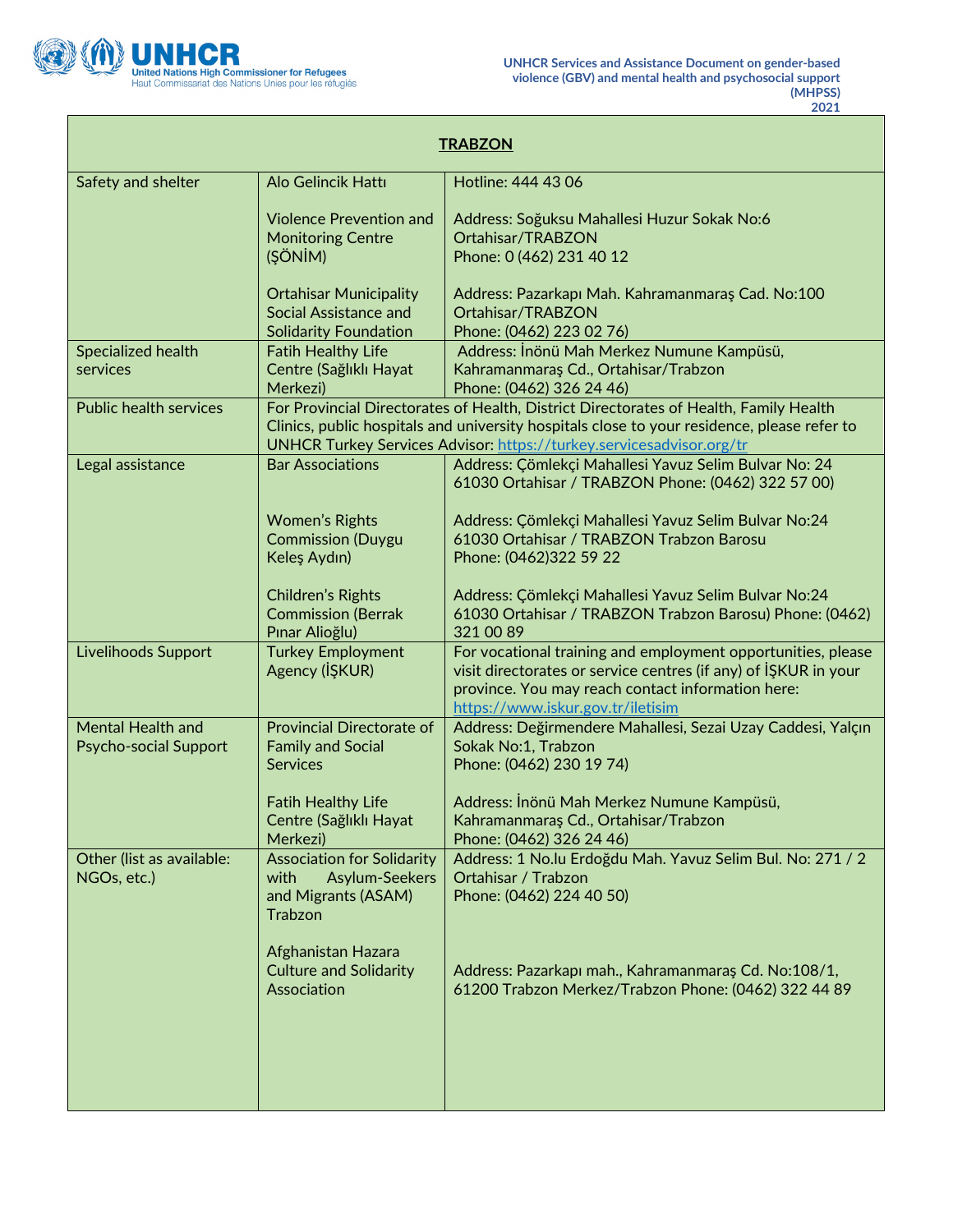| **TRABZON** | | |
|---|---|---|
| Safety and shelter | Alo Gelincik Hattı | Hotline: 444 43 06 |
| | Violence Prevention and Monitoring Centre (ŞÖNİM) | Address: Soğuksu Mahallesi Huzur Sokak No:6 Ortahisar/TRABZON<br>Phone: 0 (462) 231 40 12 |
| | Ortahisar Municipality Social Assistance and Solidarity Foundation | Address: Pazarkapı Mah. Kahramanmaraş Cad. No:100 Ortahisar/TRABZON<br>Phone: (0462) 223 02 76) |
| Specialized health services | Fatih Healthy Life Centre (Sağlıklı Hayat Merkezi) | Address: İnönü Mah Merkez Numune Kampüsü, Kahramanmaraş Cd., Ortahisar/Trabzon<br>Phone: (0462) 326 24 46) |
| Public health services | For Provincial Directorates of Health, District Directorates of Health, Family Health Clinics, public hospitals and university hospitals close to your residence, please refer to UNHCR Turkey Services Advisor: https://turkey.servicesadvisor.org/tr | |
| Legal assistance | Bar Associations | Address: Çömlekçi Mahallesi Yavuz Selim Bulvar No: 24 61030 Ortahisar / TRABZON Phone: (0462) 322 57 00) |
| | Women's Rights Commission (Duygu Keleş Aydın) | Address: Çömlekçi Mahallesi Yavuz Selim Bulvar No:24 61030 Ortahisar / TRABZON Trabzon Barosu<br>Phone: (0462)322 59 22 |
| | Children's Rights Commission (Berrak Pınar Alioğlu) | Address: Çömlekçi Mahallesi Yavuz Selim Bulvar No:24 61030 Ortahisar / TRABZON Trabzon Barosu) Phone: (0462) 321 00 89 |
| Livelihoods Support | Turkey Employment Agency (İŞKUR) | For vocational training and employment opportunities, please visit directorates or service centres (if any) of İŞKUR in your province. You may reach contact information here: https://www.iskur.gov.tr/iletisim |
| Mental Health and Psycho-social Support | Provincial Directorate of Family and Social Services | Address: Değirmendere Mahallesi, Sezai Uzay Caddesi, Yalçın Sokak No:1, Trabzon<br>Phone: (0462) 230 19 74) |
| | Fatih Healthy Life Centre (Sağlıklı Hayat Merkezi) | Address: İnönü Mah Merkez Numune Kampüsü, Kahramanmaraş Cd., Ortahisar/Trabzon<br>Phone: (0462) 326 24 46) |
| Other (list as available: NGOs, etc.) | Association for Solidarity with Asylum-Seekers and Migrants (ASAM) Trabzon | Address: 1 No.lu Erdoğdu Mah. Yavuz Selim Bul. No: 271 / 2 Ortahisar / Trabzon<br>Phone: (0462) 224 40 50) |
| | Afghanistan Hazara Culture and Solidarity Association | Address: Pazarkapı mah., Kahramanmaraş Cd. No:108/1, 61200 Trabzon Merkez/Trabzon Phone: (0462) 322 44 89 |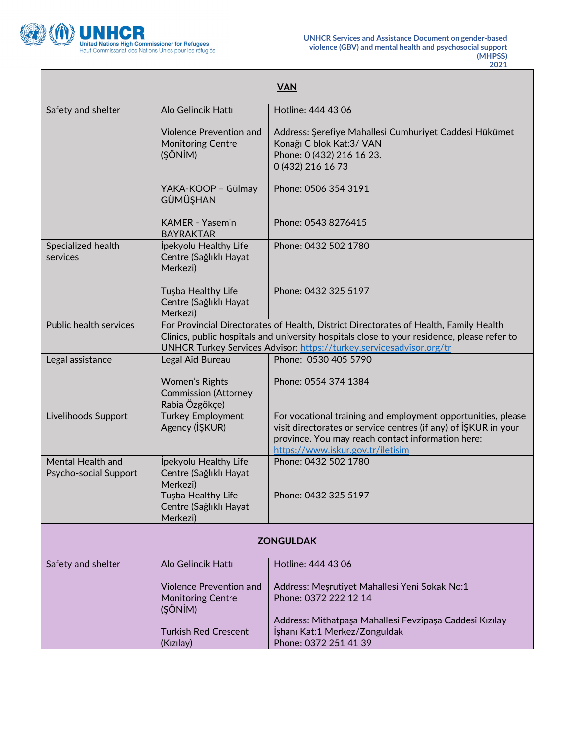| **VAN** | | |
|---|---|---|
| Safety and shelter | Alo Gelincik Hattı | Hotline: 444 43 06 |
| | Violence Prevention and Monitoring Centre (ŞÖNİM) | Address: Şerefiye Mahallesi Cumhuriyet Caddesi Hükümet Konağı C blok Kat:3/ VAN<br>Phone: 0 (432) 216 16 23.<br>0 (432) 216 16 73 |
| | YAKA-KOOP – Gülmay GÜMÜŞHAN | Phone: 0506 354 3191 |
| | KAMER - Yasemin BAYRAKTAR | Phone: 0543 8276415 |
| Specialized health services | İpekyolu Healthy Life Centre (Sağlıklı Hayat Merkezi) | Phone: 0432 502 1780 |
| | Tuşba Healthy Life Centre (Sağlıklı Hayat Merkezi) | Phone: 0432 325 5197 |
| Public health services | For Provincial Directorates of Health, District Directorates of Health, Family Health Clinics, public hospitals and university hospitals close to your residence, please refer to UNHCR Turkey Services Advisor: https://turkey.servicesadvisor.org/tr | |
| Legal assistance | Legal Aid Bureau | Phone: 0530 405 5790 |
| | Women's Rights Commission (Attorney Rabia Özgökçe) | Phone: 0554 374 1384 |
| Livelihoods Support | Turkey Employment Agency (İŞKUR) | For vocational training and employment opportunities, please visit directorates or service centres (if any) of İŞKUR in your province. You may reach contact information here: https://www.iskur.gov.tr/iletisim |
| Mental Health and Psycho-social Support | İpekyolu Healthy Life Centre (Sağlıklı Hayat Merkezi) | Phone: 0432 502 1780 |
| | Tuşba Healthy Life Centre (Sağlıklı Hayat Merkezi) | Phone: 0432 325 5197 |
| **ZONGULDAK** | | |
| Safety and shelter | Alo Gelincik Hattı | Hotline: 444 43 06 |
| | Violence Prevention and Monitoring Centre (ŞÖNİM) | Address: Meşrutiyet Mahallesi Yeni Sokak No:1<br>Phone: 0372 222 12 14 |
| | Turkish Red Crescent (Kızılay) | Address: Mithatpaşa Mahallesi Fevzipaşa Caddesi Kızılay İşhanı Kat:1 Merkez/Zonguldak<br>Phone: 0372 251 41 39 |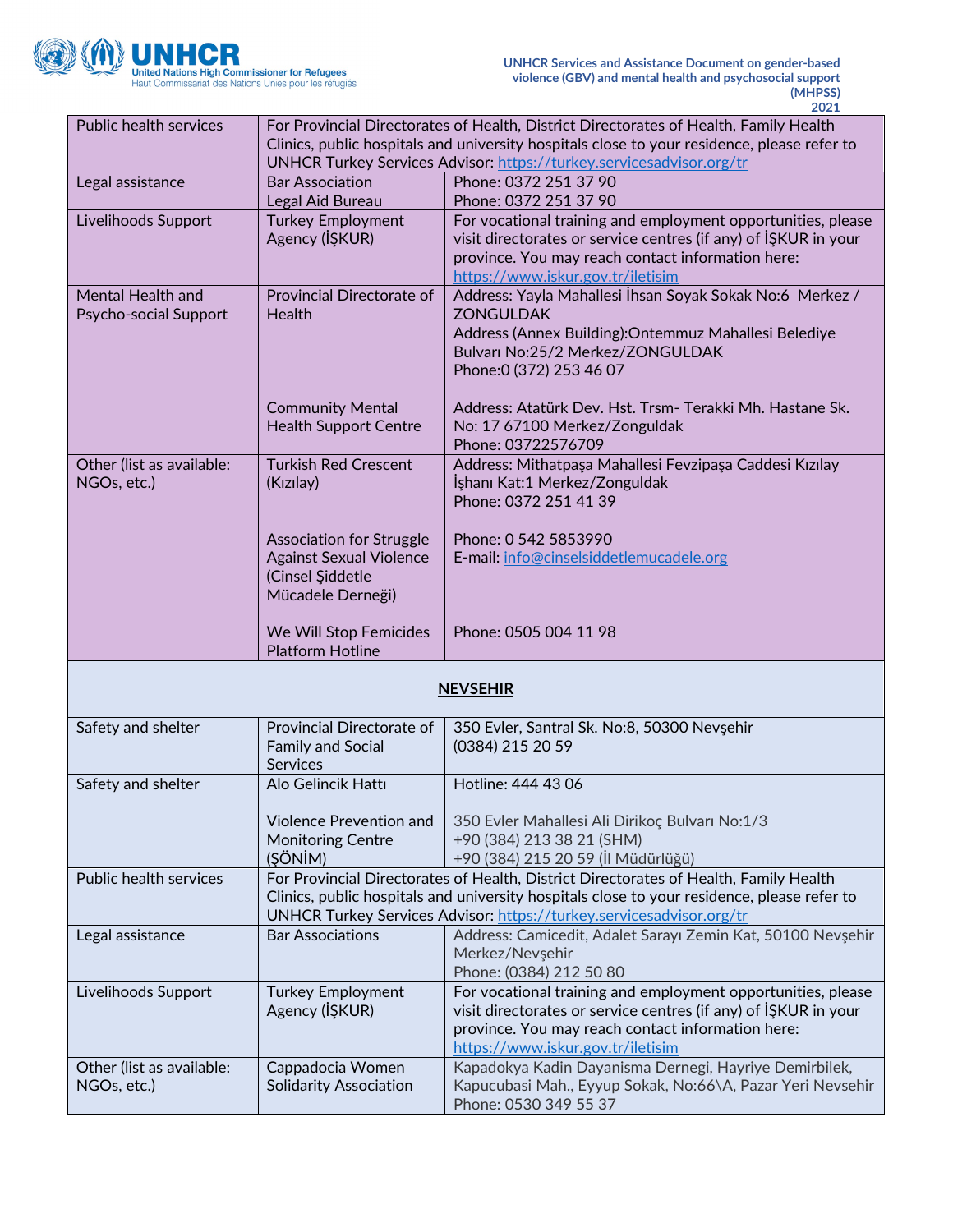| Public health services | For Provincial Directorates of Health, District Directorates of Health, Family Health Clinics, public hospitals and university hospitals close to your residence, please refer to UNHCR Turkey Services Advisor: https://turkey.servicesadvisor.org/tr | |
|---|---|---|
| Legal assistance | Bar Association<br>Legal Aid Bureau | Phone: 0372 251 37 90<br>Phone: 0372 251 37 90 |
| Livelihoods Support | Turkey Employment Agency (İŞKUR) | For vocational training and employment opportunities, please visit directorates or service centres (if any) of İŞKUR in your province. You may reach contact information here: https://www.iskur.gov.tr/iletisim |
| Mental Health and Psycho-social Support | Provincial Directorate of Health<br><br>Community Mental Health Support Centre | Address: Yayla Mahallesi İhsan Soyak Sokak No:6 Merkez / ZONGULDAK<br>Address (Annex Building):Ontemmuz Mahallesi Belediye Bulvarı No:25/2 Merkez/ZONGULDAK<br>Phone:0 (372) 253 46 07<br><br>Address: Atatürk Dev. Hst. Trsm- Terakki Mh. Hastane Sk. No: 17 67100 Merkez/Zonguldak<br>Phone: 03722576709 |
| Other (list as available: NGOs, etc.) | Turkish Red Crescent (Kızılay)<br><br>Association for Struggle Against Sexual Violence (Cinsel Şiddetle Mücadele Derneği)<br><br>We Will Stop Femicides Platform Hotline | Address: Mithatpaşa Mahallesi Fevzipaşa Caddesi Kızılay İşhanı Kat:1 Merkez/Zonguldak<br>Phone: 0372 251 41 39<br><br>Phone: 0 542 5853990<br>E-mail: info@cinselsiddetlemucadele.org<br><br>Phone: 0505 004 11 98 |
| **NEVSEHIR** | | |
| Safety and shelter | Provincial Directorate of Family and Social Services | 350 Evler, Santral Sk. No:8, 50300 Nevşehir<br>(0384) 215 20 59 |
| Safety and shelter | Alo Gelincik Hattı<br><br>Violence Prevention and Monitoring Centre (ŞÖNİM) | Hotline: 444 43 06<br><br>350 Evler Mahallesi Ali Dirikoç Bulvarı No:1/3<br>+90 (384) 213 38 21 (SHM)<br>+90 (384) 215 20 59 (İl Müdürlüğü) |
| Public health services | For Provincial Directorates of Health, District Directorates of Health, Family Health Clinics, public hospitals and university hospitals close to your residence, please refer to UNHCR Turkey Services Advisor: https://turkey.servicesadvisor.org/tr | |
| Legal assistance | Bar Associations | Address: Camicedit, Adalet Sarayı Zemin Kat, 50100 Nevşehir Merkez/Nevşehir<br>Phone: (0384) 212 50 80 |
| Livelihoods Support | Turkey Employment Agency (İŞKUR) | For vocational training and employment opportunities, please visit directorates or service centres (if any) of İŞKUR in your province. You may reach contact information here: https://www.iskur.gov.tr/iletisim |
| Other (list as available: NGOs, etc.) | Cappadocia Women Solidarity Association | Kapadokya Kadin Dayanisma Dernegi, Hayriye Demirbilek, Kapucubasi Mah., Eyyup Sokak, No:66\A, Pazar Yeri Nevsehir<br>Phone: 0530 349 55 37 |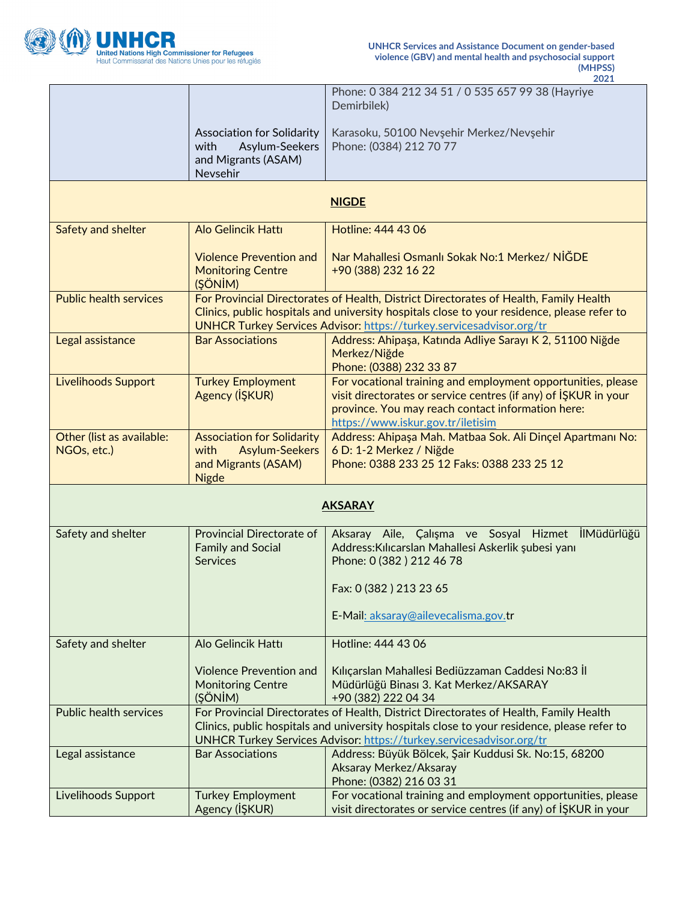| | | |
|---|---|---|
| | | Phone: 0 384 212 34 51 / 0 535 657 99 38 (Hayriye Demirbilek) |
| | Association for Solidarity with Asylum-Seekers and Migrants (ASAM) Nevsehir | Karasoku, 50100 Nevşehir Merkez/Nevşehir<br>Phone: (0384) 212 70 77 |
| **NIGDE** | | |
| Safety and shelter | Alo Gelincik Hattı<br><br>Violence Prevention and Monitoring Centre (ŞÖNİM) | Hotline: 444 43 06<br><br>Nar Mahallesi Osmanlı Sokak No:1 Merkez/ NİĞDE<br>+90 (388) 232 16 22 |
| Public health services | For Provincial Directorates of Health, District Directorates of Health, Family Health Clinics, public hospitals and university hospitals close to your residence, please refer to UNHCR Turkey Services Advisor: https://turkey.servicesadvisor.org/tr | |
| Legal assistance | Bar Associations | Address: Ahipaşa, Katında Adliye Sarayı K 2, 51100 Niğde Merkez/Niğde<br>Phone: (0388) 232 33 87 |
| Livelihoods Support | Turkey Employment Agency (İŞKUR) | For vocational training and employment opportunities, please visit directorates or service centres (if any) of İŞKUR in your province. You may reach contact information here: https://www.iskur.gov.tr/iletisim |
| Other (list as available: NGOs, etc.) | Association for Solidarity with Asylum-Seekers and Migrants (ASAM) Nigde | Address: Ahipaşa Mah. Matbaa Sok. Ali Dinçel Apartmanı No: 6 D: 1-2 Merkez / Niğde<br>Phone: 0388 233 25 12 Faks: 0388 233 25 12 |
| **AKSARAY** | | |
| Safety and shelter | Provincial Directorate of Family and Social Services | Aksaray Aile, Çalışma ve Sosyal Hizmet İlMüdürlüğü<br>Address:Kılıcarslan Mahallesi Askerlik şubesi yanı<br>Phone: 0 (382 ) 212 46 78<br><br>Fax: 0 (382 ) 213 23 65<br><br>E-Mail: aksaray@ailevecalisma.gov.tr |
| Safety and shelter | Alo Gelincik Hattı<br><br>Violence Prevention and Monitoring Centre (ŞÖNİM) | Hotline: 444 43 06<br><br>Kılıçarslan Mahallesi Bediüzzaman Caddesi No:83 İl Müdürlüğü Binası 3. Kat Merkez/AKSARAY<br>+90 (382) 222 04 34 |
| Public health services | For Provincial Directorates of Health, District Directorates of Health, Family Health Clinics, public hospitals and university hospitals close to your residence, please refer to UNHCR Turkey Services Advisor: https://turkey.servicesadvisor.org/tr | |
| Legal assistance | Bar Associations | Address: Büyük Bölcek, Şair Kuddusi Sk. No:15, 68200 Aksaray Merkez/Aksaray<br>Phone: (0382) 216 03 31 |
| Livelihoods Support | Turkey Employment Agency (İŞKUR) | For vocational training and employment opportunities, please visit directorates or service centres (if any) of İŞKUR in your |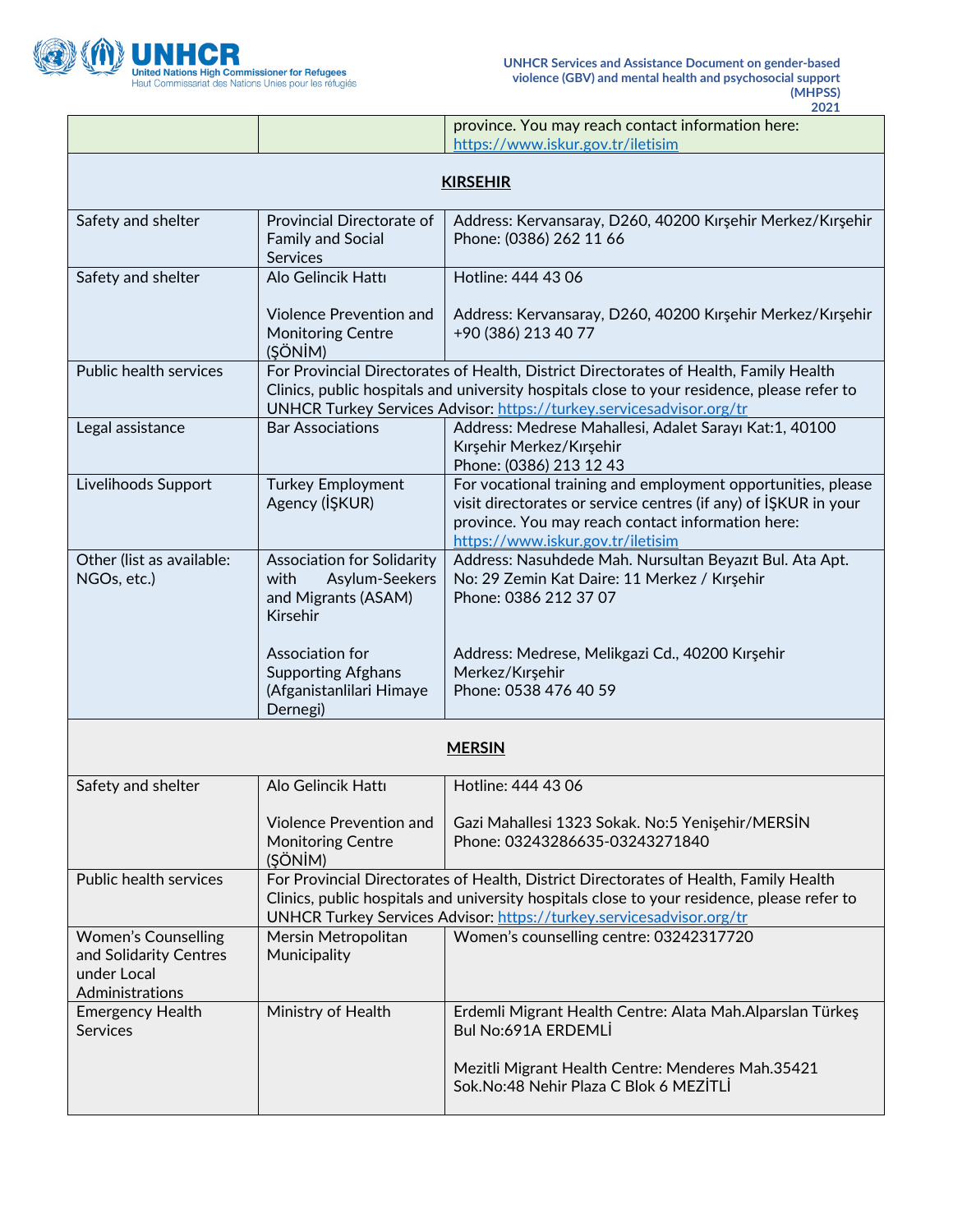| | | |
|---|---|---|
| | | province. You may reach contact information here: https://www.iskur.gov.tr/iletisim |
| **KIRSEHIR** | | |
| Safety and shelter | Provincial Directorate of Family and Social Services | Address: Kervansaray, D260, 40200 Kırşehir Merkez/Kırşehir<br>Phone: (0386) 262 11 66 |
| Safety and shelter | Alo Gelincik Hattı<br><br>Violence Prevention and Monitoring Centre (ŞÖNİM) | Hotline: 444 43 06<br><br>Address: Kervansaray, D260, 40200 Kırşehir Merkez/Kırşehir<br>+90 (386) 213 40 77 |
| Public health services | For Provincial Directorates of Health, District Directorates of Health, Family Health Clinics, public hospitals and university hospitals close to your residence, please refer to UNHCR Turkey Services Advisor: https://turkey.servicesadvisor.org/tr | |
| Legal assistance | Bar Associations | Address: Medrese Mahallesi, Adalet Sarayı Kat:1, 40100 Kırşehir Merkez/Kırşehir<br>Phone: (0386) 213 12 43 |
| Livelihoods Support | Turkey Employment Agency (İŞKUR) | For vocational training and employment opportunities, please visit directorates or service centres (if any) of İŞKUR in your province. You may reach contact information here: https://www.iskur.gov.tr/iletisim |
| Other (list as available: NGOs, etc.) | Association for Solidarity with Asylum-Seekers and Migrants (ASAM) Kirsehir<br><br>Association for Supporting Afghans (Afganistanlilari Himaye Dernegi) | Address: Nasuhdede Mah. Nursultan Beyazıt Bul. Ata Apt. No: 29 Zemin Kat Daire: 11 Merkez / Kırşehir<br>Phone: 0386 212 37 07<br><br>Address: Medrese, Melikgazi Cd., 40200 Kırşehir Merkez/Kırşehir<br>Phone: 0538 476 40 59 |
| **MERSIN** | | |
| Safety and shelter | Alo Gelincik Hattı<br><br>Violence Prevention and Monitoring Centre (ŞÖNİM) | Hotline: 444 43 06<br><br>Gazi Mahallesi 1323 Sokak. No:5 Yenişehir/MERSİN<br>Phone: 03243286635-03243271840 |
| Public health services | For Provincial Directorates of Health, District Directorates of Health, Family Health Clinics, public hospitals and university hospitals close to your residence, please refer to UNHCR Turkey Services Advisor: https://turkey.servicesadvisor.org/tr | |
| Women's Counselling and Solidarity Centres under Local Administrations | Mersin Metropolitan Municipality | Women's counselling centre: 03242317720 |
| Emergency Health Services | Ministry of Health | Erdemli Migrant Health Centre: Alata Mah.Alparslan Türkeş Bul No:691A ERDEMLİ<br><br>Mezitli Migrant Health Centre: Menderes Mah.35421 Sok.No:48 Nehir Plaza C Blok 6 MEZİTLİ |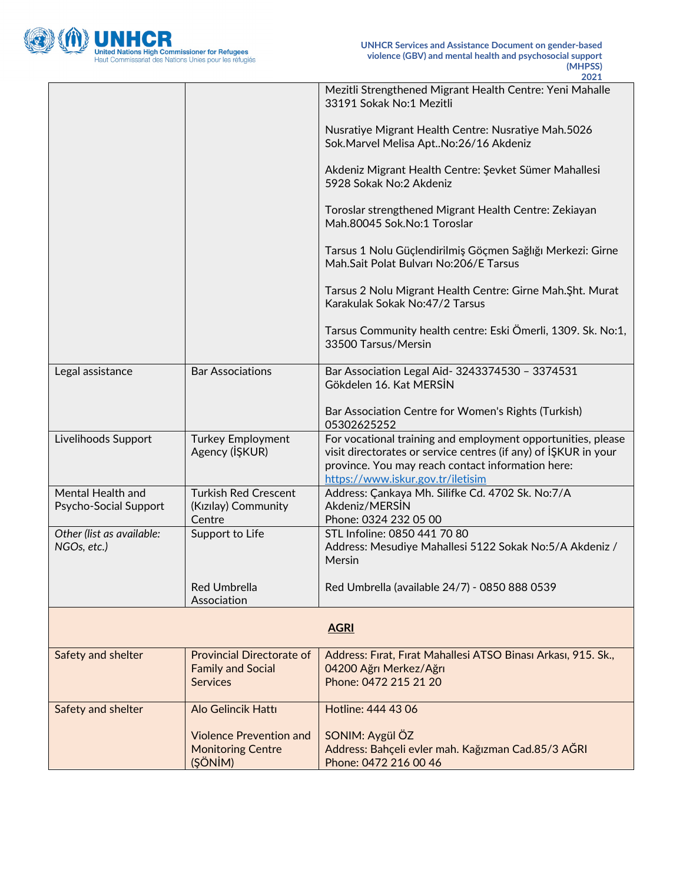| | | |
|---|---|---|
| | | Mezitli Strengthened Migrant Health Centre: Yeni Mahalle 33191 Sokak No:1 Mezitli<br><br>Nusratiye Migrant Health Centre: Nusratiye Mah.5026 Sok.Marvel Melisa Apt..No:26/16 Akdeniz<br><br>Akdeniz Migrant Health Centre: Şevket Sümer Mahallesi 5928 Sokak No:2 Akdeniz<br><br>Toroslar strengthened Migrant Health Centre: Zekiayan Mah.80045 Sok.No:1 Toroslar<br><br>Tarsus 1 Nolu Güçlendirilmiş Göçmen Sağlığı Merkezi: Girne Mah.Sait Polat Bulvarı No:206/E Tarsus<br><br>Tarsus 2 Nolu Migrant Health Centre: Girne Mah.Şht. Murat Karakulak Sokak No:47/2 Tarsus<br><br>Tarsus Community health centre: Eski Ömerli, 1309. Sk. No:1, 33500 Tarsus/Mersin |
| Legal assistance | Bar Associations | Bar Association Legal Aid- 3243374530 – 3374531 Gökdelen 16. Kat MERSİN<br><br>Bar Association Centre for Women's Rights (Turkish) 05302625252 |
| Livelihoods Support | Turkey Employment Agency (İŞKUR) | For vocational training and employment opportunities, please visit directorates or service centres (if any) of İŞKUR in your province. You may reach contact information here: https://www.iskur.gov.tr/iletisim |
| Mental Health and Psycho-Social Support | Turkish Red Crescent (Kızılay) Community Centre | Address: Çankaya Mh. Silifke Cd. 4702 Sk. No:7/A Akdeniz/MERSİN<br>Phone: 0324 232 05 00 |
| *Other (list as available: NGOs, etc.)* | Support to Life<br><br><br>Red Umbrella Association | STL Infoline: 0850 441 70 80<br>Address: Mesudiye Mahallesi 5122 Sokak No:5/A Akdeniz / Mersin<br><br>Red Umbrella (available 24/7) - 0850 888 0539 |
| **AGRI** | | |
| Safety and shelter | Provincial Directorate of Family and Social Services | Address: Fırat, Fırat Mahallesi ATSO Binası Arkası, 915. Sk., 04200 Ağrı Merkez/Ağrı<br>Phone: 0472 215 21 20 |
| Safety and shelter | Alo Gelincik Hattı<br><br>Violence Prevention and Monitoring Centre (ŞÖNİM) | Hotline: 444 43 06<br><br>SONIM: Aygül ÖZ<br>Address: Bahçeli evler mah. Kağızman Cad.85/3 AĞRI<br>Phone: 0472 216 00 46 |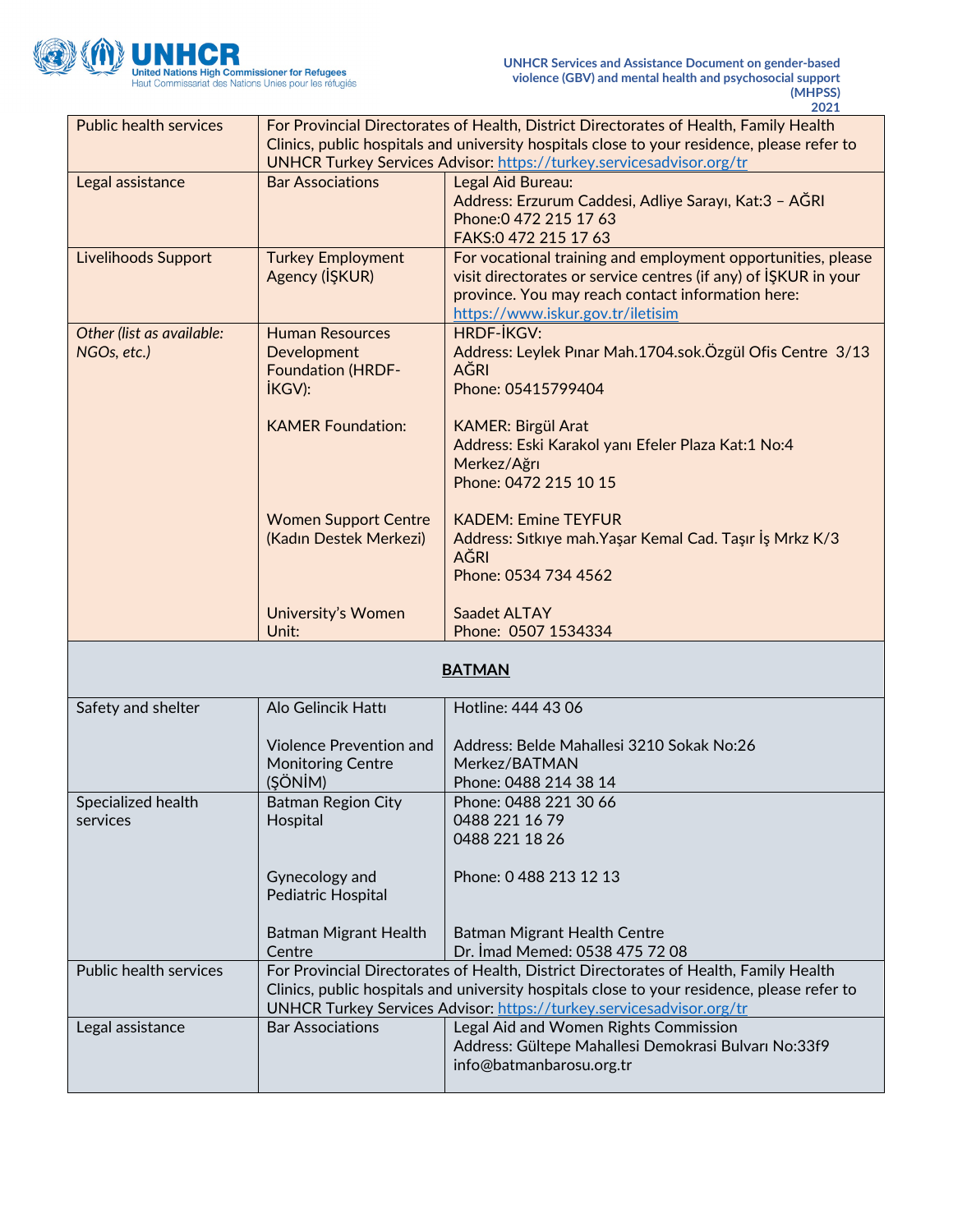| | | |
|---|---|---|
| Public health services | For Provincial Directorates of Health, District Directorates of Health, Family Health Clinics, public hospitals and university hospitals close to your residence, please refer to UNHCR Turkey Services Advisor: https://turkey.servicesadvisor.org/tr | |
| Legal assistance | Bar Associations | Legal Aid Bureau:<br>Address: Erzurum Caddesi, Adliye Sarayı, Kat:3 – AĞRI<br>Phone:0 472 215 17 63<br>FAKS:0 472 215 17 63 |
| Livelihoods Support | Turkey Employment Agency (İŞKUR) | For vocational training and employment opportunities, please visit directorates or service centres (if any) of İŞKUR in your province. You may reach contact information here: https://www.iskur.gov.tr/iletisim |
| *Other (list as available: NGOs, etc.)* | Human Resources Development Foundation (HRDF-İKGV):<br><br>KAMER Foundation:<br><br>Women Support Centre (Kadın Destek Merkezi)<br><br>University's Women Unit: | HRDF-İKGV:<br>Address: Leylek Pınar Mah.1704.sok.Özgül Ofis Centre 3/13 AĞRI<br>Phone: 05415799404<br><br>KAMER: Birgül Arat<br>Address: Eski Karakol yanı Efeler Plaza Kat:1 No:4 Merkez/Ağrı<br>Phone: 0472 215 10 15<br><br>KADEM: Emine TEYFUR<br>Address: Sıtkıye mah.Yaşar Kemal Cad. Taşır İş Mrkz K/3 AĞRI<br>Phone: 0534 734 4562<br><br>Saadet ALTAY<br>Phone: 0507 1534334 |
| **BATMAN** | | |
| Safety and shelter | Alo Gelincik Hattı<br><br>Violence Prevention and Monitoring Centre (ŞÖNİM) | Hotline: 444 43 06<br><br>Address: Belde Mahallesi 3210 Sokak No:26 Merkez/BATMAN<br>Phone: 0488 214 38 14 |
| Specialized health services | Batman Region City Hospital<br><br>Gynecology and Pediatric Hospital<br><br>Batman Migrant Health Centre | Phone: 0488 221 30 66<br>0488 221 16 79<br>0488 221 18 26<br><br>Phone: 0 488 213 12 13<br><br>Batman Migrant Health Centre<br>Dr. İmad Memed: 0538 475 72 08 |
| Public health services | For Provincial Directorates of Health, District Directorates of Health, Family Health Clinics, public hospitals and university hospitals close to your residence, please refer to UNHCR Turkey Services Advisor: https://turkey.servicesadvisor.org/tr | |
| Legal assistance | Bar Associations | Legal Aid and Women Rights Commission<br>Address: Gültepe Mahallesi Demokrasi Bulvarı No:33f9<br>info@batmanbarosu.org.tr |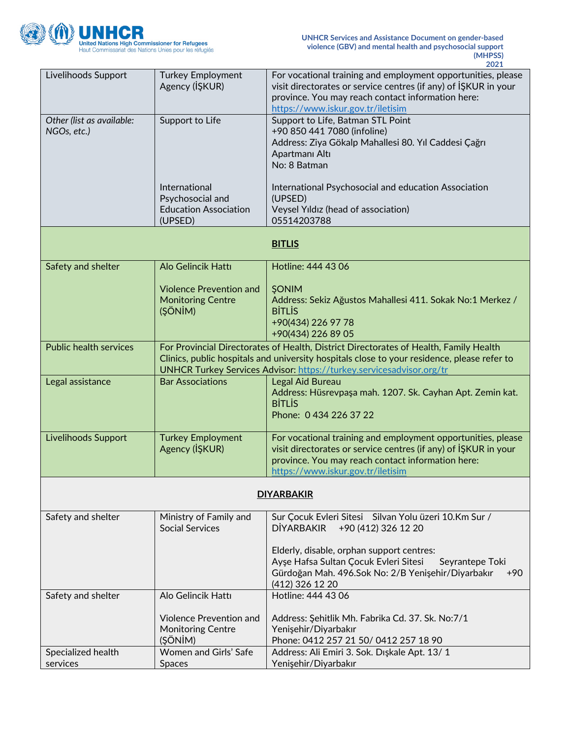| | | |
|---|---|---|
| Livelihoods Support | Turkey Employment Agency (İŞKUR) | For vocational training and employment opportunities, please visit directorates or service centres (if any) of İŞKUR in your province. You may reach contact information here: https://www.iskur.gov.tr/iletisim |
| *Other (list as available: NGOs, etc.)* | Support to Life<br><br>International Psychosocial and Education Association (UPSED) | Support to Life, Batman STL Point<br>+90 850 441 7080 (infoline)<br>Address: Ziya Gökalp Mahallesi 80. Yıl Caddesi Çağrı Apartmanı Altı<br>No: 8 Batman<br><br>International Psychosocial and education Association (UPSED)<br>Veysel Yıldız (head of association)<br>05514203788 |
| | **BITLIS** | |
| Safety and shelter | Alo Gelincik Hattı<br><br>Violence Prevention and Monitoring Centre (ŞÖNİM) | Hotline: 444 43 06<br><br>ŞONIM<br>Address: Sekiz Ağustos Mahallesi 411. Sokak No:1 Merkez / BİTLİS<br>+90(434) 226 97 78<br>+90(434) 226 89 05 |
| Public health services | For Provincial Directorates of Health, District Directorates of Health, Family Health Clinics, public hospitals and university hospitals close to your residence, please refer to UNHCR Turkey Services Advisor: https://turkey.servicesadvisor.org/tr | |
| Legal assistance | Bar Associations | Legal Aid Bureau<br>Address: Hüsrevpaşa mah. 1207. Sk. Cayhan Apt. Zemin kat. BİTLİS<br>Phone: 0 434 226 37 22 |
| Livelihoods Support | Turkey Employment Agency (İŞKUR) | For vocational training and employment opportunities, please visit directorates or service centres (if any) of İŞKUR in your province. You may reach contact information here: https://www.iskur.gov.tr/iletisim |
| | **DIYARBAKIR** | |
| Safety and shelter | Ministry of Family and Social Services | Sur Çocuk Evleri Sitesi Silvan Yolu üzeri 10.Km Sur / DİYARBAKIR +90 (412) 326 12 20<br><br>Elderly, disable, orphan support centres:<br>Ayşe Hafsa Sultan Çocuk Evleri Sitesi Seyrantepe Toki Gürdoğan Mah. 496.Sok No: 2/B Yenişehir/Diyarbakır +90 (412) 326 12 20 |
| Safety and shelter | Alo Gelincik Hattı<br><br>Violence Prevention and Monitoring Centre (ŞÖNİM) | Hotline: 444 43 06<br><br>Address: Şehitlik Mh. Fabrika Cd. 37. Sk. No:7/1 Yenişehir/Diyarbakır<br>Phone: 0412 257 21 50/ 0412 257 18 90 |
| Specialized health services | Women and Girls' Safe Spaces | Address: Ali Emiri 3. Sok. Dışkale Apt. 13/ 1 Yenişehir/Diyarbakır |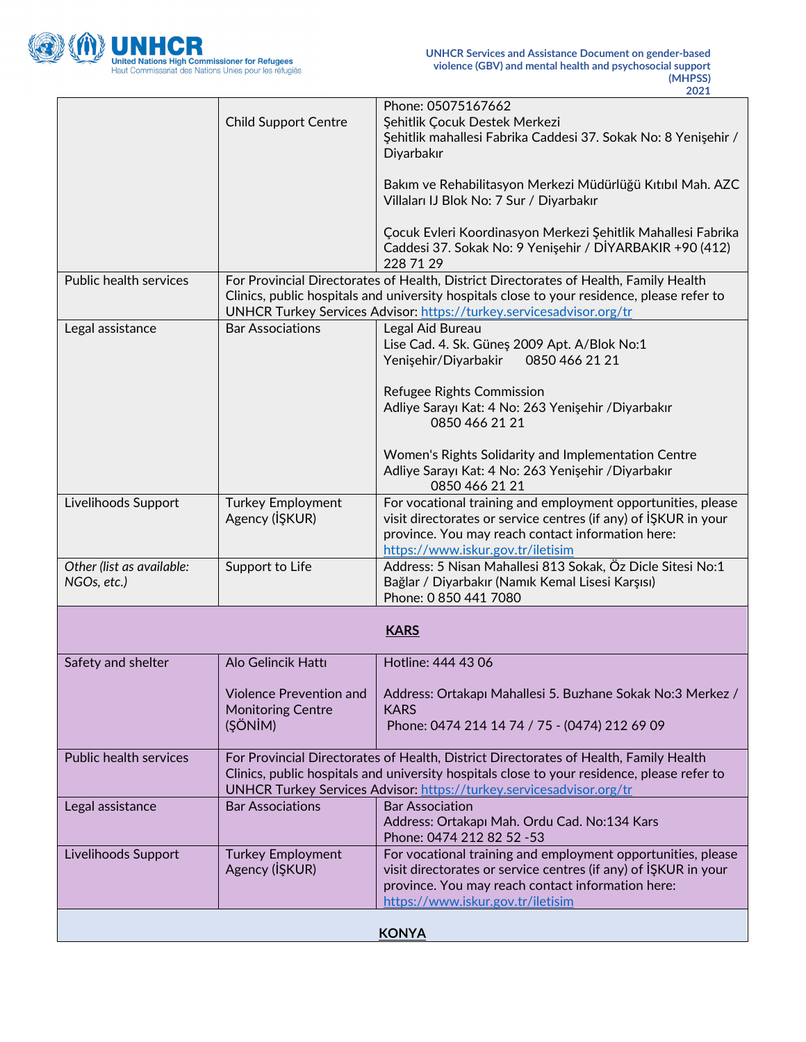| | | |
|---|---|---|
| | Child Support Centre | Phone: 05075167662<br>Şehitlik Çocuk Destek Merkezi<br>Şehitlik mahallesi Fabrika Caddesi 37. Sokak No: 8 Yenişehir / Diyarbakır<br><br>Bakım ve Rehabilitasyon Merkezi Müdürlüğü Kıtıbıl Mah. AZC Villaları IJ Blok No: 7 Sur / Diyarbakır<br><br>Çocuk Evleri Koordinasyon Merkezi Şehitlik Mahallesi Fabrika Caddesi 37. Sokak No: 9 Yenişehir / DİYARBAKIR +90 (412) 228 71 29 |
| Public health services | For Provincial Directorates of Health, District Directorates of Health, Family Health Clinics, public hospitals and university hospitals close to your residence, please refer to UNHCR Turkey Services Advisor: https://turkey.servicesadvisor.org/tr | |
| Legal assistance | Bar Associations | Legal Aid Bureau<br>Lise Cad. 4. Sk. Güneş 2009 Apt. A/Blok No:1<br>Yenişehir/Diyarbakir 0850 466 21 21<br><br>Refugee Rights Commission<br>Adliye Sarayı Kat: 4 No: 263 Yenişehir /Diyarbakır<br>0850 466 21 21<br><br>Women's Rights Solidarity and Implementation Centre<br>Adliye Sarayı Kat: 4 No: 263 Yenişehir /Diyarbakır<br>0850 466 21 21 |
| Livelihoods Support | Turkey Employment Agency (İŞKUR) | For vocational training and employment opportunities, please visit directorates or service centres (if any) of İŞKUR in your province. You may reach contact information here: https://www.iskur.gov.tr/iletisim |
| *Other (list as available: NGOs, etc.)* | Support to Life | Address: 5 Nisan Mahallesi 813 Sokak, Öz Dicle Sitesi No:1 Bağlar / Diyarbakır (Namık Kemal Lisesi Karşısı)<br>Phone: 0 850 441 7080 |
| **KARS** | | |
| Safety and shelter | Alo Gelincik Hattı<br><br>Violence Prevention and Monitoring Centre (ŞÖNİM) | Hotline: 444 43 06<br><br>Address: Ortakapı Mahallesi 5. Buzhane Sokak No:3 Merkez / KARS<br>Phone: 0474 214 14 74 / 75 - (0474) 212 69 09 |
| Public health services | For Provincial Directorates of Health, District Directorates of Health, Family Health Clinics, public hospitals and university hospitals close to your residence, please refer to UNHCR Turkey Services Advisor: https://turkey.servicesadvisor.org/tr | |
| Legal assistance | Bar Associations | Bar Association<br>Address: Ortakapı Mah. Ordu Cad. No:134 Kars<br>Phone: 0474 212 82 52 -53 |
| Livelihoods Support | Turkey Employment Agency (İŞKUR) | For vocational training and employment opportunities, please visit directorates or service centres (if any) of İŞKUR in your province. You may reach contact information here: https://www.iskur.gov.tr/iletisim |
| **KONYA** | | |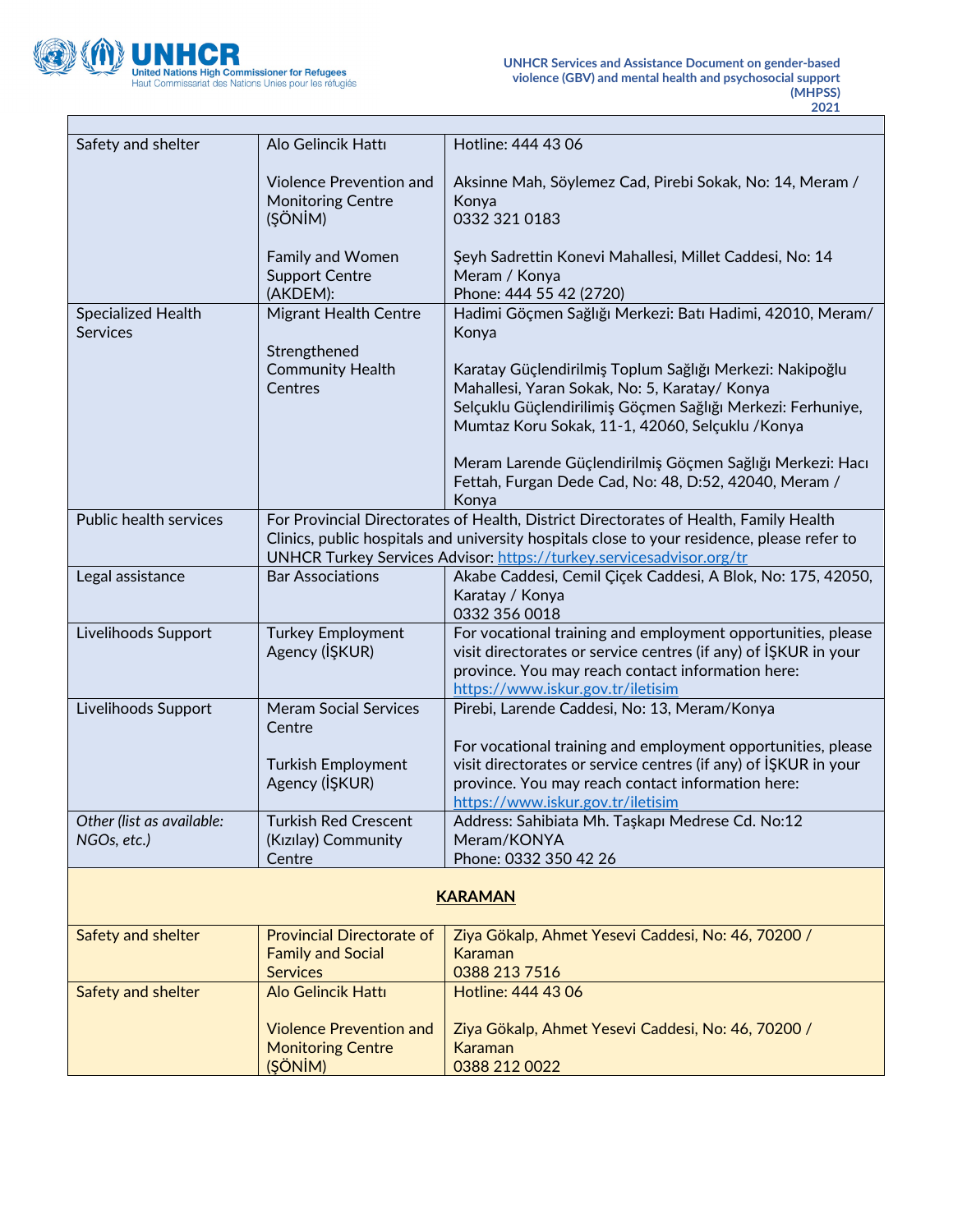| | | |
|---|---|---|
| Safety and shelter | Alo Gelincik Hattı<br><br>Violence Prevention and Monitoring Centre (ŞÖNİM)<br><br>Family and Women Support Centre (AKDEM): | Hotline: 444 43 06<br><br>Aksinne Mah, Söylemez Cad, Pirebi Sokak, No: 14, Meram / Konya<br>0332 321 0183<br><br>Şeyh Sadrettin Konevi Mahallesi, Millet Caddesi, No: 14 Meram / Konya<br>Phone: 444 55 42 (2720) |
| Specialized Health Services | Migrant Health Centre<br><br>Strengthened Community Health Centres | Hadimi Göçmen Sağlığı Merkezi: Batı Hadimi, 42010, Meram/ Konya<br><br>Karatay Güçlendirilmiş Toplum Sağlığı Merkezi: Nakipoğlu Mahallesi, Yaran Sokak, No: 5, Karatay/ Konya<br>Selçuklu Güçlendirilimiş Göçmen Sağlığı Merkezi: Ferhuniye, Mumtaz Koru Sokak, 11-1, 42060, Selçuklu /Konya<br><br>Meram Larende Güçlendirilmiş Göçmen Sağlığı Merkezi: Hacı Fettah, Furgan Dede Cad, No: 48, D:52, 42040, Meram / Konya |
| Public health services | For Provincial Directorates of Health, District Directorates of Health, Family Health Clinics, public hospitals and university hospitals close to your residence, please refer to UNHCR Turkey Services Advisor: https://turkey.servicesadvisor.org/tr | |
| Legal assistance | Bar Associations | Akabe Caddesi, Cemil Çiçek Caddesi, A Blok, No: 175, 42050, Karatay / Konya<br>0332 356 0018 |
| Livelihoods Support | Turkey Employment Agency (İŞKUR) | For vocational training and employment opportunities, please visit directorates or service centres (if any) of İŞKUR in your province. You may reach contact information here: https://www.iskur.gov.tr/iletisim |
| Livelihoods Support | Meram Social Services Centre<br><br>Turkish Employment Agency (İŞKUR) | Pirebi, Larende Caddesi, No: 13, Meram/Konya<br><br>For vocational training and employment opportunities, please visit directorates or service centres (if any) of İŞKUR in your province. You may reach contact information here: https://www.iskur.gov.tr/iletisim |
| *Other (list as available: NGOs, etc.)* | Turkish Red Crescent (Kızılay) Community Centre | Address: Sahibiata Mh. Taşkapı Medrese Cd. No:12 Meram/KONYA<br>Phone: 0332 350 42 26 |
| **KARAMAN** | | |
| Safety and shelter | Provincial Directorate of Family and Social Services | Ziya Gökalp, Ahmet Yesevi Caddesi, No: 46, 70200 / Karaman<br>0388 213 7516 |
| Safety and shelter | Alo Gelincik Hattı<br><br>Violence Prevention and Monitoring Centre (ŞÖNİM) | Hotline: 444 43 06<br><br>Ziya Gökalp, Ahmet Yesevi Caddesi, No: 46, 70200 / Karaman<br>0388 212 0022 |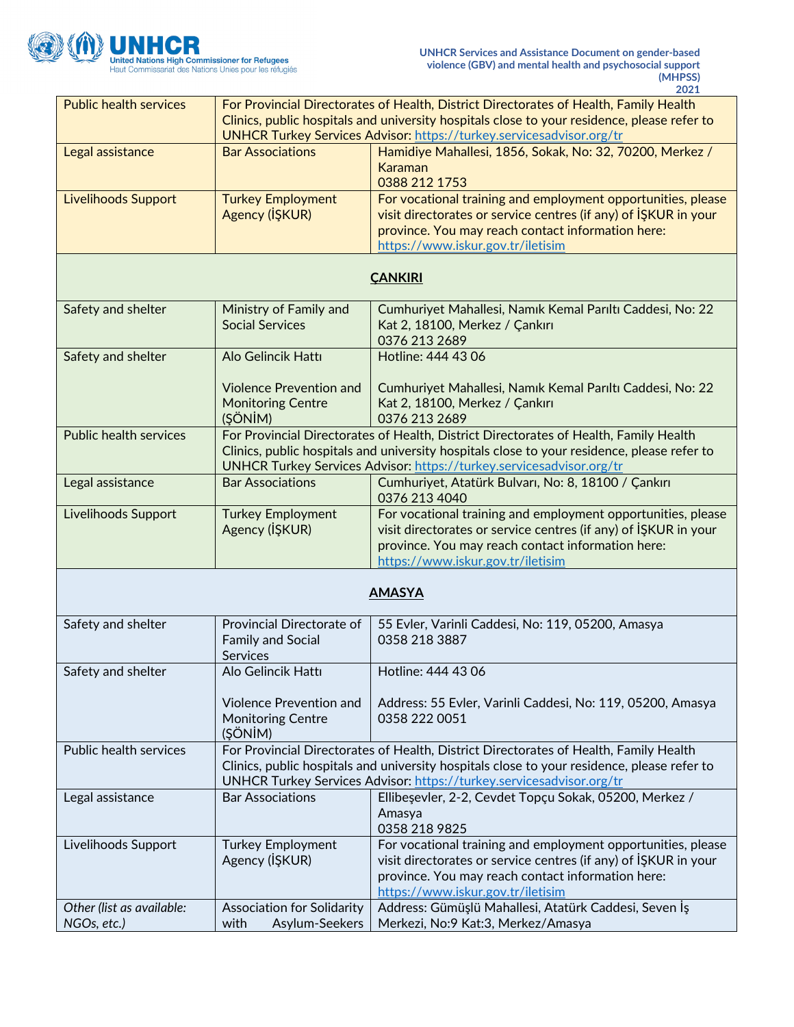| | | |
|---|---|---|
| Public health services | For Provincial Directorates of Health, District Directorates of Health, Family Health Clinics, public hospitals and university hospitals close to your residence, please refer to UNHCR Turkey Services Advisor: https://turkey.servicesadvisor.org/tr | |
| Legal assistance | Bar Associations | Hamidiye Mahallesi, 1856, Sokak, No: 32, 70200, Merkez / Karaman<br>0388 212 1753 |
| Livelihoods Support | Turkey Employment Agency (İŞKUR) | For vocational training and employment opportunities, please visit directorates or service centres (if any) of İŞKUR in your province. You may reach contact information here: https://www.iskur.gov.tr/iletisim |
| **ÇANKIRI** | | |
| Safety and shelter | Ministry of Family and Social Services | Cumhuriyet Mahallesi, Namık Kemal Parıltı Caddesi, No: 22 Kat 2, 18100, Merkez / Çankırı<br>0376 213 2689 |
| Safety and shelter | Alo Gelincik Hattı<br><br>Violence Prevention and Monitoring Centre (ŞÖNİM) | Hotline: 444 43 06<br><br>Cumhuriyet Mahallesi, Namık Kemal Parıltı Caddesi, No: 22 Kat 2, 18100, Merkez / Çankırı<br>0376 213 2689 |
| Public health services | For Provincial Directorates of Health, District Directorates of Health, Family Health Clinics, public hospitals and university hospitals close to your residence, please refer to UNHCR Turkey Services Advisor: https://turkey.servicesadvisor.org/tr | |
| Legal assistance | Bar Associations | Cumhuriyet, Atatürk Bulvarı, No: 8, 18100 / Çankırı<br>0376 213 4040 |
| Livelihoods Support | Turkey Employment Agency (İŞKUR) | For vocational training and employment opportunities, please visit directorates or service centres (if any) of İŞKUR in your province. You may reach contact information here: https://www.iskur.gov.tr/iletisim |
| **AMASYA** | | |
| Safety and shelter | Provincial Directorate of Family and Social Services | 55 Evler, Varinli Caddesi, No: 119, 05200, Amasya<br>0358 218 3887 |
| Safety and shelter | Alo Gelincik Hattı<br><br>Violence Prevention and Monitoring Centre (ŞÖNİM) | Hotline: 444 43 06<br><br>Address: 55 Evler, Varinli Caddesi, No: 119, 05200, Amasya<br>0358 222 0051 |
| Public health services | For Provincial Directorates of Health, District Directorates of Health, Family Health Clinics, public hospitals and university hospitals close to your residence, please refer to UNHCR Turkey Services Advisor: https://turkey.servicesadvisor.org/tr | |
| Legal assistance | Bar Associations | Ellibeşevler, 2-2, Cevdet Topçu Sokak, 05200, Merkez / Amasya<br>0358 218 9825 |
| Livelihoods Support | Turkey Employment Agency (İŞKUR) | For vocational training and employment opportunities, please visit directorates or service centres (if any) of İŞKUR in your province. You may reach contact information here: https://www.iskur.gov.tr/iletisim |
| *Other (list as available: NGOs, etc.)* | Association for Solidarity with Asylum-Seekers | Address: Gümüşlü Mahallesi, Atatürk Caddesi, Seven İş Merkezi, No:9 Kat:3, Merkez/Amasya |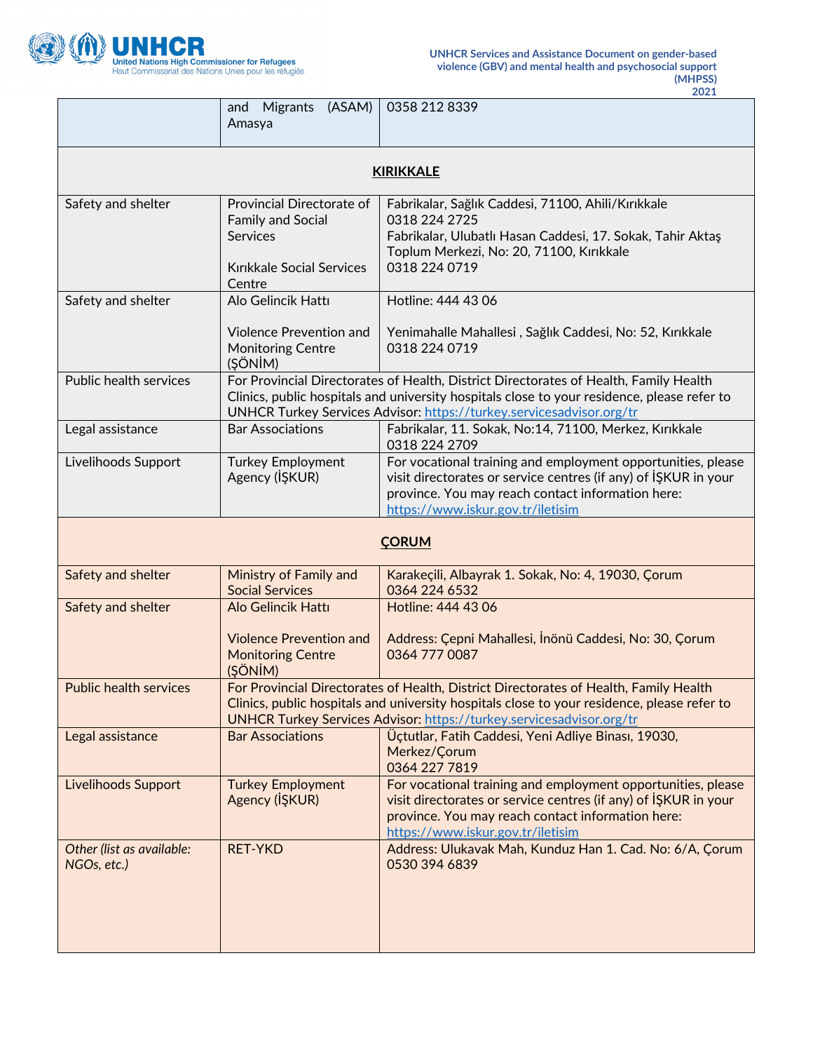| | and Migrants (ASAM) Amasya | 0358 212 8339 |
|---|---|---|
| **KIRIKKALE** | | |
| Safety and shelter | Provincial Directorate of Family and Social Services<br><br>Kırıkkale Social Services Centre | Fabrikalar, Sağlık Caddesi, 71100, Ahili/Kırıkkale<br>0318 224 2725<br>Fabrikalar, Ulubatlı Hasan Caddesi, 17. Sokak, Tahir Aktaş Toplum Merkezi, No: 20, 71100, Kırıkkale<br>0318 224 0719 |
| Safety and shelter | Alo Gelincik Hattı<br><br>Violence Prevention and Monitoring Centre (ŞÖNİM) | Hotline: 444 43 06<br><br>Yenimahalle Mahallesi , Sağlık Caddesi, No: 52, Kırıkkale<br>0318 224 0719 |
| Public health services | For Provincial Directorates of Health, District Directorates of Health, Family Health Clinics, public hospitals and university hospitals close to your residence, please refer to UNHCR Turkey Services Advisor: https://turkey.servicesadvisor.org/tr | |
| Legal assistance | Bar Associations | Fabrikalar, 11. Sokak, No:14, 71100, Merkez, Kırıkkale<br>0318 224 2709 |
| Livelihoods Support | Turkey Employment Agency (İŞKUR) | For vocational training and employment opportunities, please visit directorates or service centres (if any) of İŞKUR in your province. You may reach contact information here: https://www.iskur.gov.tr/iletisim |
| **ÇORUM** | | |
| Safety and shelter | Ministry of Family and Social Services | Karakeçili, Albayrak 1. Sokak, No: 4, 19030, Çorum<br>0364 224 6532 |
| Safety and shelter | Alo Gelincik Hattı<br><br>Violence Prevention and Monitoring Centre (ŞÖNİM) | Hotline: 444 43 06<br><br>Address: Çepni Mahallesi, İnönü Caddesi, No: 30, Çorum<br>0364 777 0087 |
| Public health services | For Provincial Directorates of Health, District Directorates of Health, Family Health Clinics, public hospitals and university hospitals close to your residence, please refer to UNHCR Turkey Services Advisor: https://turkey.servicesadvisor.org/tr | |
| Legal assistance | Bar Associations | Üçtutlar, Fatih Caddesi, Yeni Adliye Binası, 19030, Merkez/Çorum<br>0364 227 7819 |
| Livelihoods Support | Turkey Employment Agency (İŞKUR) | For vocational training and employment opportunities, please visit directorates or service centres (if any) of İŞKUR in your province. You may reach contact information here: https://www.iskur.gov.tr/iletisim |
| *Other (list as available: NGOs, etc.)* | RET-YKD | Address: Ulukavak Mah, Kunduz Han 1. Cad. No: 6/A, Çorum<br>0530 394 6839 |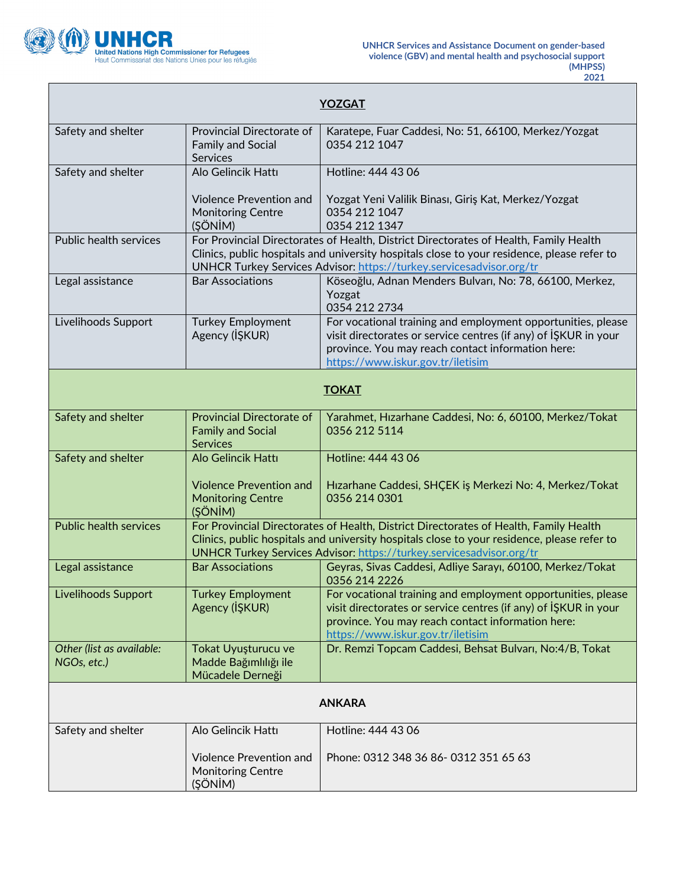| YOZGAT | | |
|---|---|---|
| Safety and shelter | Provincial Directorate of Family and Social Services | Karatepe, Fuar Caddesi, No: 51, 66100, Merkez/Yozgat 0354 212 1047 |
| Safety and shelter | Alo Gelincik Hattı<br><br>Violence Prevention and Monitoring Centre (ŞÖNİM) | Hotline: 444 43 06<br><br>Yozgat Yeni Valilik Binası, Giriş Kat, Merkez/Yozgat 0354 212 1047 0354 212 1347 |
| Public health services | For Provincial Directorates of Health, District Directorates of Health, Family Health Clinics, public hospitals and university hospitals close to your residence, please refer to UNHCR Turkey Services Advisor: https://turkey.servicesadvisor.org/tr | |
| Legal assistance | Bar Associations | Köseoğlu, Adnan Menders Bulvarı, No: 78, 66100, Merkez, Yozgat 0354 212 2734 |
| Livelihoods Support | Turkey Employment Agency (İŞKUR) | For vocational training and employment opportunities, please visit directorates or service centres (if any) of İŞKUR in your province. You may reach contact information here: https://www.iskur.gov.tr/iletisim |
| **TOKAT** | | |
| Safety and shelter | Provincial Directorate of Family and Social Services | Yarahmet, Hızarhane Caddesi, No: 6, 60100, Merkez/Tokat 0356 212 5114 |
| Safety and shelter | Alo Gelincik Hattı<br><br>Violence Prevention and Monitoring Centre (ŞÖNİM) | Hotline: 444 43 06<br><br>Hızarhane Caddesi, SHÇEK iş Merkezi No: 4, Merkez/Tokat 0356 214 0301 |
| Public health services | For Provincial Directorates of Health, District Directorates of Health, Family Health Clinics, public hospitals and university hospitals close to your residence, please refer to UNHCR Turkey Services Advisor: https://turkey.servicesadvisor.org/tr | |
| Legal assistance | Bar Associations | Geyras, Sivas Caddesi, Adliye Sarayı, 60100, Merkez/Tokat 0356 214 2226 |
| Livelihoods Support | Turkey Employment Agency (İŞKUR) | For vocational training and employment opportunities, please visit directorates or service centres (if any) of İŞKUR in your province. You may reach contact information here: https://www.iskur.gov.tr/iletisim |
| *Other (list as available: NGOs, etc.)* | Tokat Uyuşturucu ve Madde Bağımlılığı ile Mücadele Derneği | Dr. Remzi Topcam Caddesi, Behsat Bulvarı, No:4/B, Tokat |
| **ANKARA** | | |
| Safety and shelter | Alo Gelincik Hattı<br><br>Violence Prevention and Monitoring Centre (ŞÖNİM) | Hotline: 444 43 06<br><br>Phone: 0312 348 36 86- 0312 351 65 63 |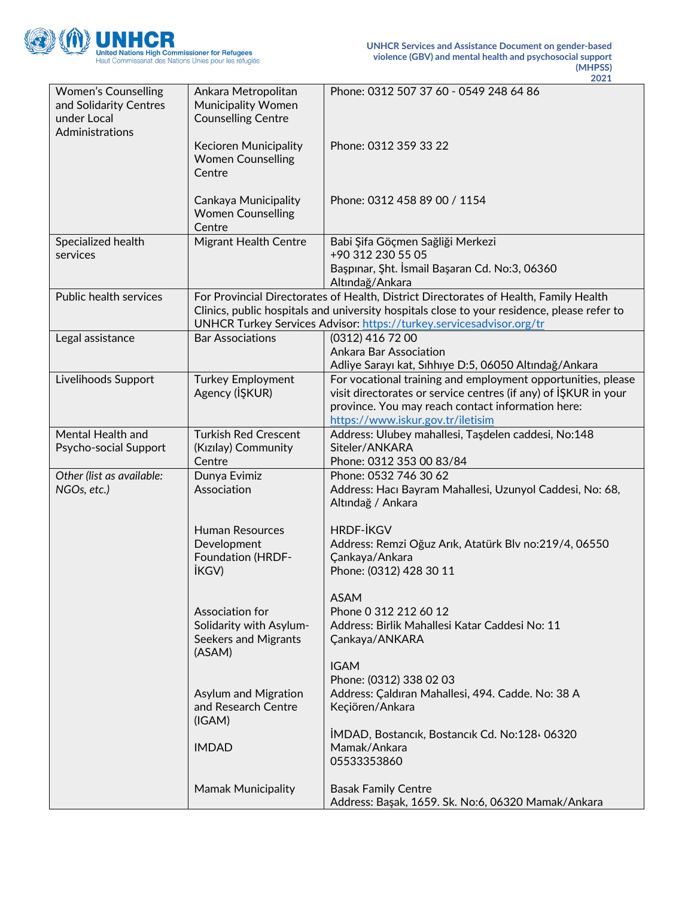| Women's Counselling and Solidarity Centres under Local Administrations | Ankara Metropolitan Municipality Women Counselling Centre | Phone: 0312 507 37 60 - 0549 248 64 86 |
|---|---|---|
| | Kecioren Municipality Women Counselling Centre | Phone: 0312 359 33 22 |
| | Cankaya Municipality Women Counselling Centre | Phone: 0312 458 89 00 / 1154 |
| Specialized health services | Migrant Health Centre | Babi Şifa Göçmen Sağliği Merkezi<br>+90 312 230 55 05<br>Başpınar, Şht. İsmail Başaran Cd. No:3, 06360 Altındağ/Ankara |
| Public health services | For Provincial Directorates of Health, District Directorates of Health, Family Health Clinics, public hospitals and university hospitals close to your residence, please refer to UNHCR Turkey Services Advisor: https://turkey.servicesadvisor.org/tr | |
| Legal assistance | Bar Associations | (0312) 416 72 00<br>Ankara Bar Association<br>Adliye Sarayı kat, Sıhhıye D:5, 06050 Altındağ/Ankara |
| Livelihoods Support | Turkey Employment Agency (İŞKUR) | For vocational training and employment opportunities, please visit directorates or service centres (if any) of İŞKUR in your province. You may reach contact information here: https://www.iskur.gov.tr/iletisim |
| Mental Health and Psycho-social Support | Turkish Red Crescent (Kızılay) Community Centre | Address: Ulubey mahallesi, Taşdelen caddesi, No:148 Siteler/ANKARA<br>Phone: 0312 353 00 83/84 |
| *Other (list as available: NGOs, etc.)* | Dunya Evimiz Association | Phone: 0532 746 30 62<br>Address: Hacı Bayram Mahallesi, Uzunyol Caddesi, No: 68, Altındağ / Ankara |
| | Human Resources Development Foundation (HRDF-İKGV) | HRDF-İKGV<br>Address: Remzi Oğuz Arık, Atatürk Blv no:219/4, 06550 Çankaya/Ankara<br>Phone: (0312) 428 30 11 |
| | Association for Solidarity with Asylum-Seekers and Migrants (ASAM) | ASAM<br>Phone 0 312 212 60 12<br>Address: Birlik Mahallesi Katar Caddesi No: 11 Çankaya/ANKARA |
| | Asylum and Migration and Research Centre (IGAM) | IGAM<br>Phone: (0312) 338 02 03<br>Address: Çaldıran Mahallesi, 494. Cadde. No: 38 A Keçiören/Ankara |
| | IMDAD | İMDAD, Bostancık, Bostancık Cd. No:128، 06320 Mamak/Ankara<br>05533353860 |
| | Mamak Municipality | Basak Family Centre<br>Address: Başak, 1659. Sk. No:6, 06320 Mamak/Ankara |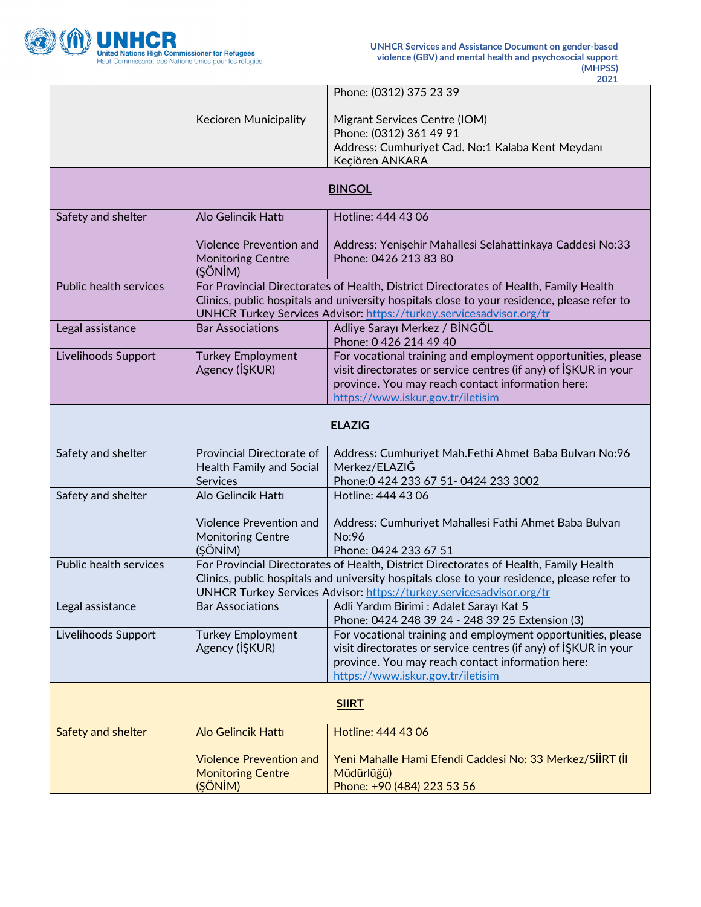| | | |
|---|---|---|
| | Kecioren Municipality | Phone: (0312) 375 23 39<br><br>Migrant Services Centre (IOM)<br>Phone: (0312) 361 49 91<br>Address: Cumhuriyet Cad. No:1 Kalaba Kent Meydanı Keçiören ANKARA |
| **BINGOL** | | |
| Safety and shelter | Alo Gelincik Hattı<br><br>Violence Prevention and Monitoring Centre (ŞÖNİM) | Hotline: 444 43 06<br><br>Address: Yenişehir Mahallesi Selahattinkaya Caddesi No:33<br>Phone: 0426 213 83 80 |
| Public health services | For Provincial Directorates of Health, District Directorates of Health, Family Health Clinics, public hospitals and university hospitals close to your residence, please refer to UNHCR Turkey Services Advisor: https://turkey.servicesadvisor.org/tr | |
| Legal assistance | Bar Associations | Adliye Sarayı Merkez / BİNGÖL<br>Phone: 0 426 214 49 40 |
| Livelihoods Support | Turkey Employment Agency (İŞKUR) | For vocational training and employment opportunities, please visit directorates or service centres (if any) of İŞKUR in your province. You may reach contact information here: https://www.iskur.gov.tr/iletisim |
| **ELAZIG** | | |
| Safety and shelter | Provincial Directorate of Health Family and Social Services | Address: Cumhuriyet Mah.Fethi Ahmet Baba Bulvarı No:96 Merkez/ELAZIĞ<br>Phone:0 424 233 67 51- 0424 233 3002 |
| Safety and shelter | Alo Gelincik Hattı<br><br>Violence Prevention and Monitoring Centre (ŞÖNİM) | Hotline: 444 43 06<br><br>Address: Cumhuriyet Mahallesi Fathi Ahmet Baba Bulvarı No:96<br>Phone: 0424 233 67 51 |
| Public health services | For Provincial Directorates of Health, District Directorates of Health, Family Health Clinics, public hospitals and university hospitals close to your residence, please refer to UNHCR Turkey Services Advisor: https://turkey.servicesadvisor.org/tr | |
| Legal assistance | Bar Associations | Adli Yardım Birimi : Adalet Sarayı Kat 5<br>Phone: 0424 248 39 24 - 248 39 25 Extension (3) |
| Livelihoods Support | Turkey Employment Agency (İŞKUR) | For vocational training and employment opportunities, please visit directorates or service centres (if any) of İŞKUR in your province. You may reach contact information here: https://www.iskur.gov.tr/iletisim |
| **SIIRT** | | |
| Safety and shelter | Alo Gelincik Hattı<br><br>Violence Prevention and Monitoring Centre (ŞÖNİM) | Hotline: 444 43 06<br><br>Yeni Mahalle Hami Efendi Caddesi No: 33 Merkez/SİİRT (İl Müdürlüğü)<br>Phone: +90 (484) 223 53 56 |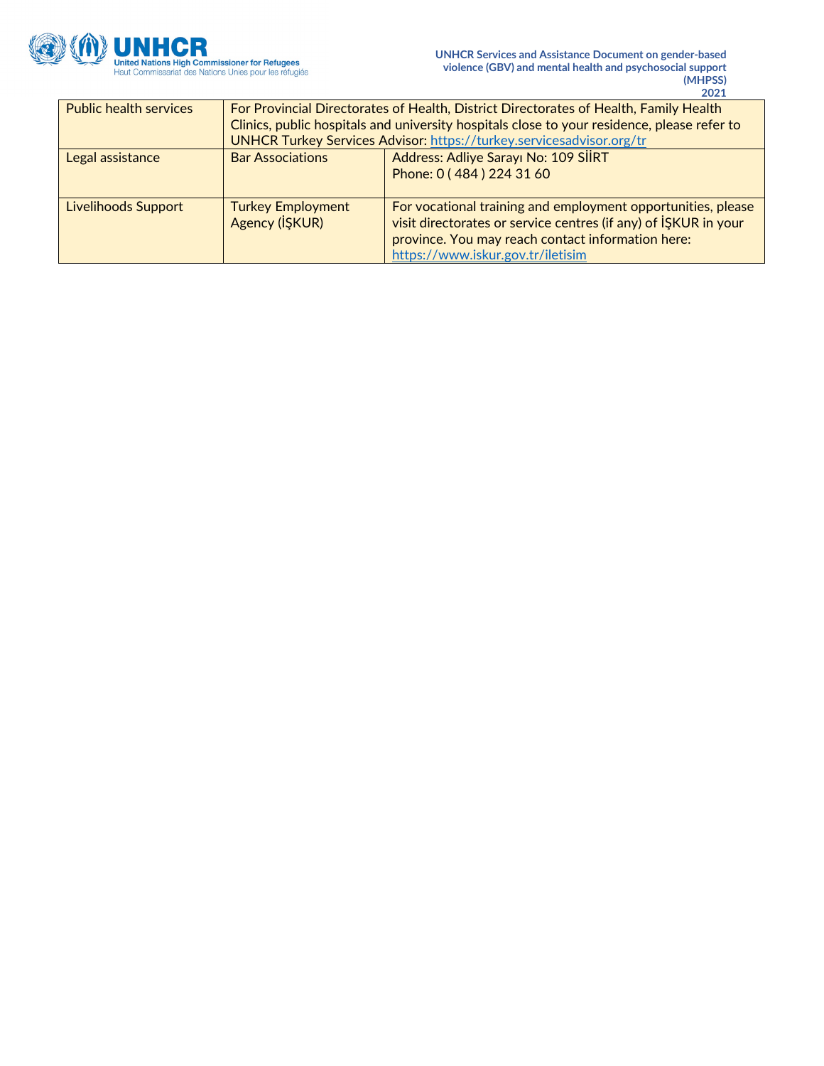| | | |
|---|---|---|
| Public health services | For Provincial Directorates of Health, District Directorates of Health, Family Health Clinics, public hospitals and university hospitals close to your residence, please refer to UNHCR Turkey Services Advisor: https://turkey.servicesadvisor.org/tr | |
| Legal assistance | Bar Associations | Address: Adliye Sarayı No: 109 SİİRT<br>Phone: 0 ( 484 ) 224 31 60 |
| Livelihoods Support | Turkey Employment Agency (İŞKUR) | For vocational training and employment opportunities, please visit directorates or service centres (if any) of İŞKUR in your province. You may reach contact information here: https://www.iskur.gov.tr/iletisim |